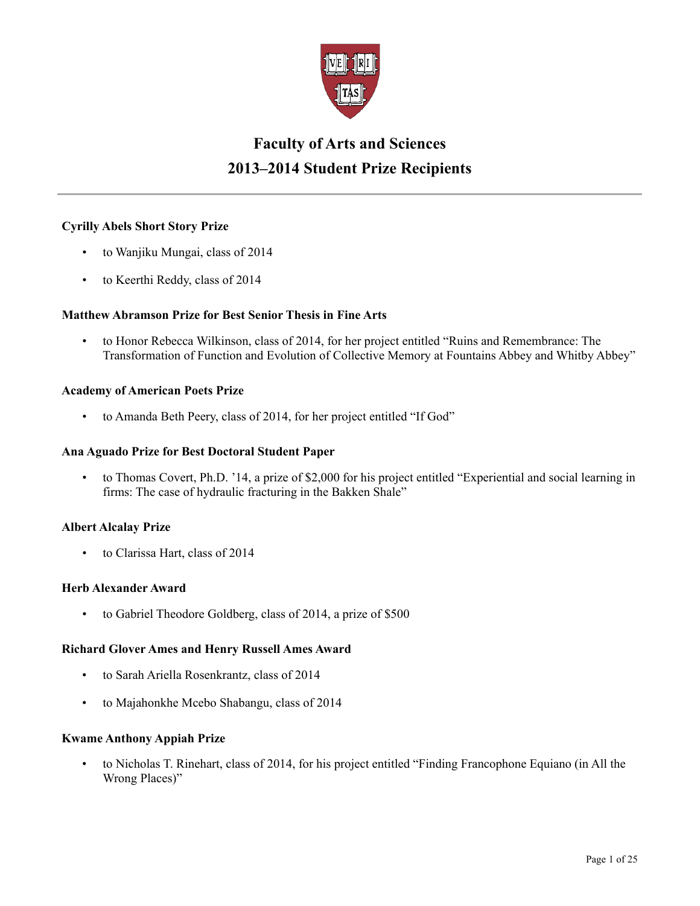# Faculty of Arts and Sciences
# 2013–2014 Student Prize Recipients

---

**Cyrilly Abels Short Story Prize**

- to Wanjiku Mungai, class of 2014
- to Keerthi Reddy, class of 2014

**Matthew Abramson Prize for Best Senior Thesis in Fine Arts**

- to Honor Rebecca Wilkinson, class of 2014, for her project entitled "Ruins and Remembrance: The Transformation of Function and Evolution of Collective Memory at Fountains Abbey and Whitby Abbey"

**Academy of American Poets Prize**

- to Amanda Beth Peery, class of 2014, for her project entitled "If God"

**Ana Aguado Prize for Best Doctoral Student Paper**

- to Thomas Covert, Ph.D. '14, a prize of $2,000 for his project entitled "Experiential and social learning in firms: The case of hydraulic fracturing in the Bakken Shale"

**Albert Alcalay Prize**

- to Clarissa Hart, class of 2014

**Herb Alexander Award**

- to Gabriel Theodore Goldberg, class of 2014, a prize of $500

**Richard Glover Ames and Henry Russell Ames Award**

- to Sarah Ariella Rosenkrantz, class of 2014
- to Majahonkhe Mcebo Shabangu, class of 2014

**Kwame Anthony Appiah Prize**

- to Nicholas T. Rinehart, class of 2014, for his project entitled "Finding Francophone Equiano (in All the Wrong Places)"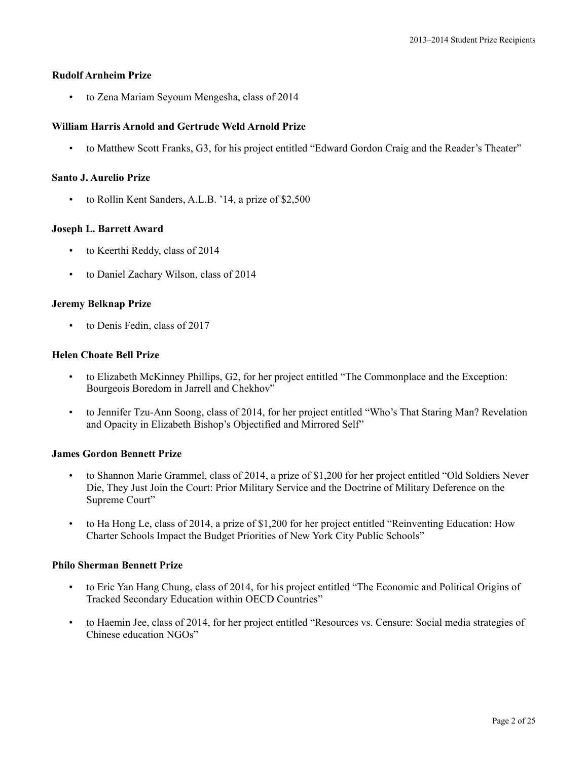### Rudolf Arnheim Prize

- to Zena Mariam Seyoum Mengesha, class of 2014

### William Harris Arnold and Gertrude Weld Arnold Prize

- to Matthew Scott Franks, G3, for his project entitled "Edward Gordon Craig and the Reader's Theater"

### Santo J. Aurelio Prize

- to Rollin Kent Sanders, A.L.B. '14, a prize of $2,500

### Joseph L. Barrett Award

- to Keerthi Reddy, class of 2014
- to Daniel Zachary Wilson, class of 2014

### Jeremy Belknap Prize

- to Denis Fedin, class of 2017

### Helen Choate Bell Prize

- to Elizabeth McKinney Phillips, G2, for her project entitled "The Commonplace and the Exception: Bourgeois Boredom in Jarrell and Chekhov"
- to Jennifer Tzu-Ann Soong, class of 2014, for her project entitled "Who's That Staring Man? Revelation and Opacity in Elizabeth Bishop's Objectified and Mirrored Self"

### James Gordon Bennett Prize

- to Shannon Marie Grammel, class of 2014, a prize of $1,200 for her project entitled "Old Soldiers Never Die, They Just Join the Court: Prior Military Service and the Doctrine of Military Deference on the Supreme Court"
- to Ha Hong Le, class of 2014, a prize of $1,200 for her project entitled "Reinventing Education: How Charter Schools Impact the Budget Priorities of New York City Public Schools"

### Philo Sherman Bennett Prize

- to Eric Yan Hang Chung, class of 2014, for his project entitled "The Economic and Political Origins of Tracked Secondary Education within OECD Countries"
- to Haemin Jee, class of 2014, for her project entitled "Resources vs. Censure: Social media strategies of Chinese education NGOs"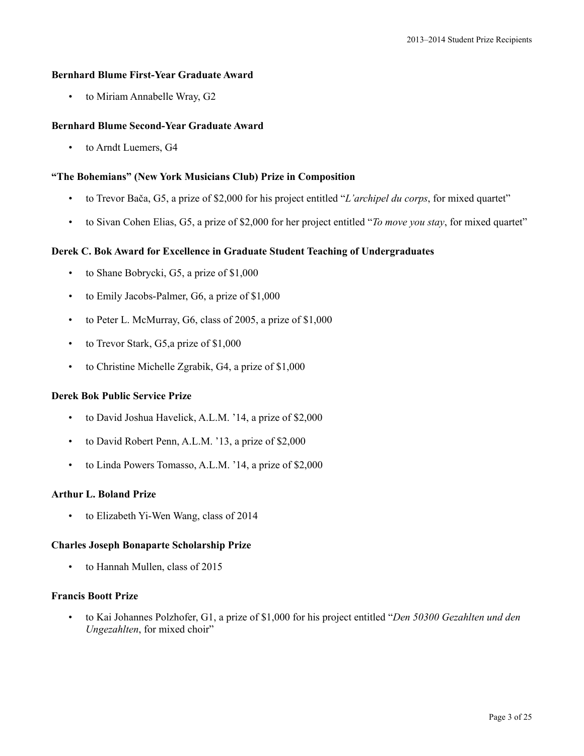**Bernhard Blume First-Year Graduate Award**

- to Miriam Annabelle Wray, G2

**Bernhard Blume Second-Year Graduate Award**

- to Arndt Luemers, G4

**"The Bohemians" (New York Musicians Club) Prize in Composition**

- to Trevor Bača, G5, a prize of $2,000 for his project entitled "*L'archipel du corps*, for mixed quartet"
- to Sivan Cohen Elias, G5, a prize of $2,000 for her project entitled "*To move you stay*, for mixed quartet"

**Derek C. Bok Award for Excellence in Graduate Student Teaching of Undergraduates**

- to Shane Bobrycki, G5, a prize of $1,000
- to Emily Jacobs-Palmer, G6, a prize of $1,000
- to Peter L. McMurray, G6, class of 2005, a prize of $1,000
- to Trevor Stark, G5,a prize of $1,000
- to Christine Michelle Zgrabik, G4, a prize of $1,000

**Derek Bok Public Service Prize**

- to David Joshua Havelick, A.L.M. '14, a prize of $2,000
- to David Robert Penn, A.L.M. '13, a prize of $2,000
- to Linda Powers Tomasso, A.L.M. '14, a prize of $2,000

**Arthur L. Boland Prize**

- to Elizabeth Yi-Wen Wang, class of 2014

**Charles Joseph Bonaparte Scholarship Prize**

- to Hannah Mullen, class of 2015

**Francis Boott Prize**

- to Kai Johannes Polzhofer, G1, a prize of $1,000 for his project entitled "*Den 50300 Gezahlten und den Ungezahlten*, for mixed choir"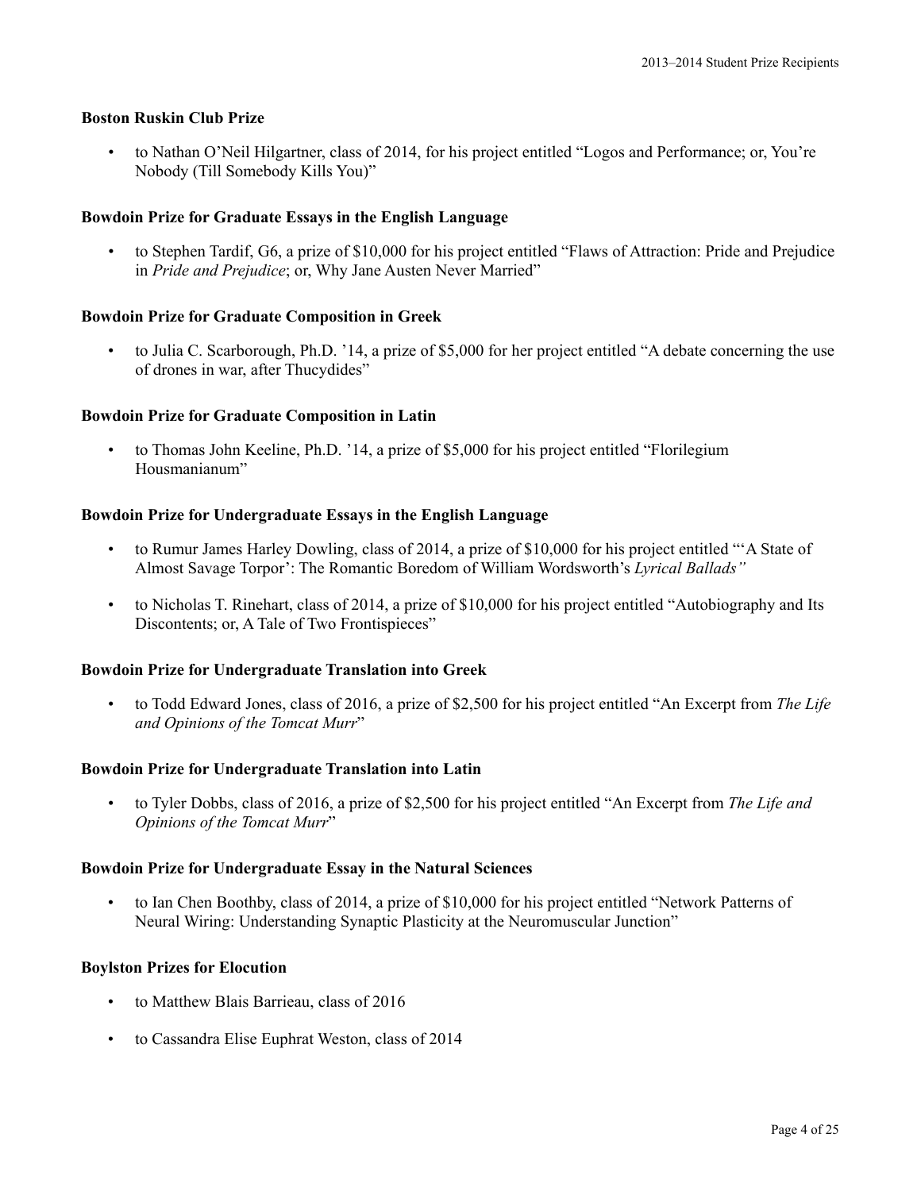**Boston Ruskin Club Prize**

- to Nathan O'Neil Hilgartner, class of 2014, for his project entitled "Logos and Performance; or, You're Nobody (Till Somebody Kills You)"

**Bowdoin Prize for Graduate Essays in the English Language**

- to Stephen Tardif, G6, a prize of $10,000 for his project entitled "Flaws of Attraction: Pride and Prejudice in *Pride and Prejudice*; or, Why Jane Austen Never Married"

**Bowdoin Prize for Graduate Composition in Greek**

- to Julia C. Scarborough, Ph.D. '14, a prize of $5,000 for her project entitled "A debate concerning the use of drones in war, after Thucydides"

**Bowdoin Prize for Graduate Composition in Latin**

- to Thomas John Keeline, Ph.D. '14, a prize of $5,000 for his project entitled "Florilegium Housmanianum"

**Bowdoin Prize for Undergraduate Essays in the English Language**

- to Rumur James Harley Dowling, class of 2014, a prize of $10,000 for his project entitled "'A State of Almost Savage Torpor': The Romantic Boredom of William Wordsworth's *Lyrical Ballads"*
- to Nicholas T. Rinehart, class of 2014, a prize of $10,000 for his project entitled "Autobiography and Its Discontents; or, A Tale of Two Frontispieces"

**Bowdoin Prize for Undergraduate Translation into Greek**

- to Todd Edward Jones, class of 2016, a prize of $2,500 for his project entitled "An Excerpt from *The Life and Opinions of the Tomcat Murr*"

**Bowdoin Prize for Undergraduate Translation into Latin**

- to Tyler Dobbs, class of 2016, a prize of $2,500 for his project entitled "An Excerpt from *The Life and Opinions of the Tomcat Murr*"

**Bowdoin Prize for Undergraduate Essay in the Natural Sciences**

- to Ian Chen Boothby, class of 2014, a prize of $10,000 for his project entitled "Network Patterns of Neural Wiring: Understanding Synaptic Plasticity at the Neuromuscular Junction"

**Boylston Prizes for Elocution**

- to Matthew Blais Barrieau, class of 2016
- to Cassandra Elise Euphrat Weston, class of 2014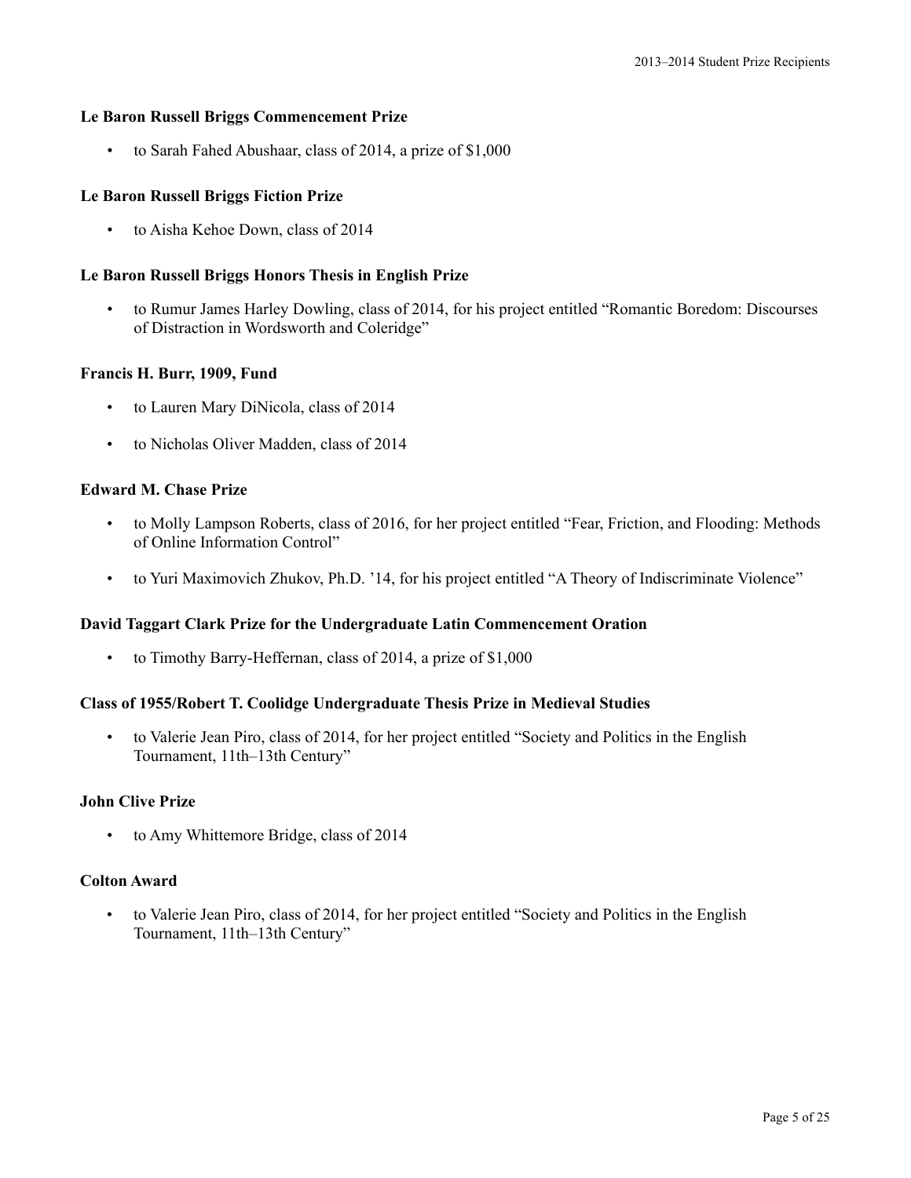**Le Baron Russell Briggs Commencement Prize**

- to Sarah Fahed Abushaar, class of 2014, a prize of $1,000

**Le Baron Russell Briggs Fiction Prize**

- to Aisha Kehoe Down, class of 2014

**Le Baron Russell Briggs Honors Thesis in English Prize**

- to Rumur James Harley Dowling, class of 2014, for his project entitled "Romantic Boredom: Discourses of Distraction in Wordsworth and Coleridge"

**Francis H. Burr, 1909, Fund**

- to Lauren Mary DiNicola, class of 2014
- to Nicholas Oliver Madden, class of 2014

**Edward M. Chase Prize**

- to Molly Lampson Roberts, class of 2016, for her project entitled "Fear, Friction, and Flooding: Methods of Online Information Control"
- to Yuri Maximovich Zhukov, Ph.D. '14, for his project entitled "A Theory of Indiscriminate Violence"

**David Taggart Clark Prize for the Undergraduate Latin Commencement Oration**

- to Timothy Barry-Heffernan, class of 2014, a prize of $1,000

**Class of 1955/Robert T. Coolidge Undergraduate Thesis Prize in Medieval Studies**

- to Valerie Jean Piro, class of 2014, for her project entitled "Society and Politics in the English Tournament, 11th–13th Century"

**John Clive Prize**

- to Amy Whittemore Bridge, class of 2014

**Colton Award**

- to Valerie Jean Piro, class of 2014, for her project entitled "Society and Politics in the English Tournament, 11th–13th Century"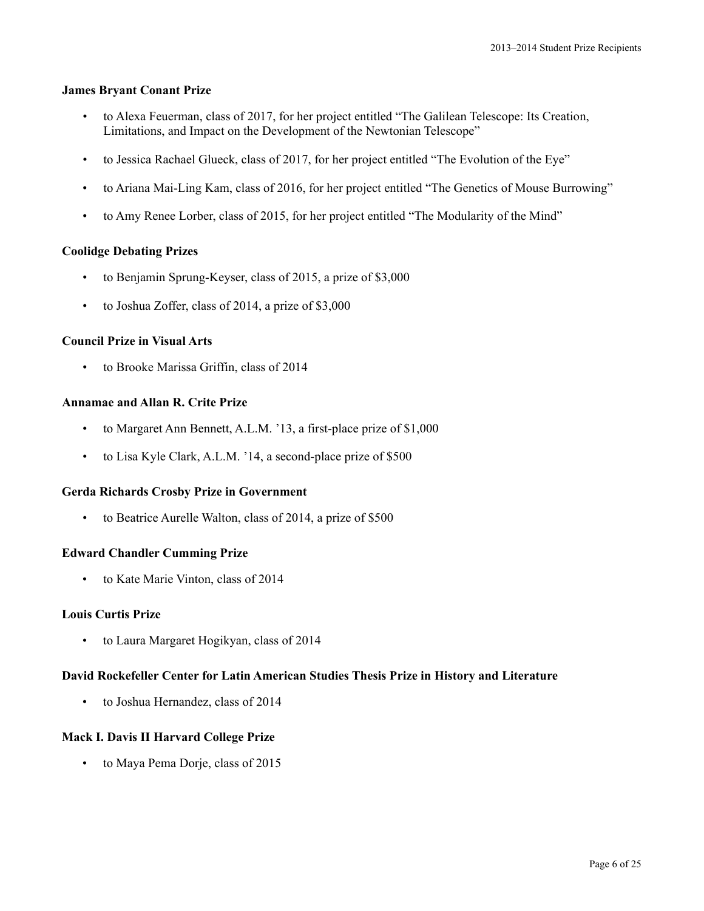**James Bryant Conant Prize**

- to Alexa Feuerman, class of 2017, for her project entitled "The Galilean Telescope: Its Creation, Limitations, and Impact on the Development of the Newtonian Telescope"
- to Jessica Rachael Glueck, class of 2017, for her project entitled "The Evolution of the Eye"
- to Ariana Mai-Ling Kam, class of 2016, for her project entitled "The Genetics of Mouse Burrowing"
- to Amy Renee Lorber, class of 2015, for her project entitled "The Modularity of the Mind"

**Coolidge Debating Prizes**

- to Benjamin Sprung-Keyser, class of 2015, a prize of $3,000
- to Joshua Zoffer, class of 2014, a prize of $3,000

**Council Prize in Visual Arts**

- to Brooke Marissa Griffin, class of 2014

**Annamae and Allan R. Crite Prize**

- to Margaret Ann Bennett, A.L.M. '13, a first-place prize of $1,000
- to Lisa Kyle Clark, A.L.M. '14, a second-place prize of $500

**Gerda Richards Crosby Prize in Government**

- to Beatrice Aurelle Walton, class of 2014, a prize of $500

**Edward Chandler Cumming Prize**

- to Kate Marie Vinton, class of 2014

**Louis Curtis Prize**

- to Laura Margaret Hogikyan, class of 2014

**David Rockefeller Center for Latin American Studies Thesis Prize in History and Literature**

- to Joshua Hernandez, class of 2014

**Mack I. Davis II Harvard College Prize**

- to Maya Pema Dorje, class of 2015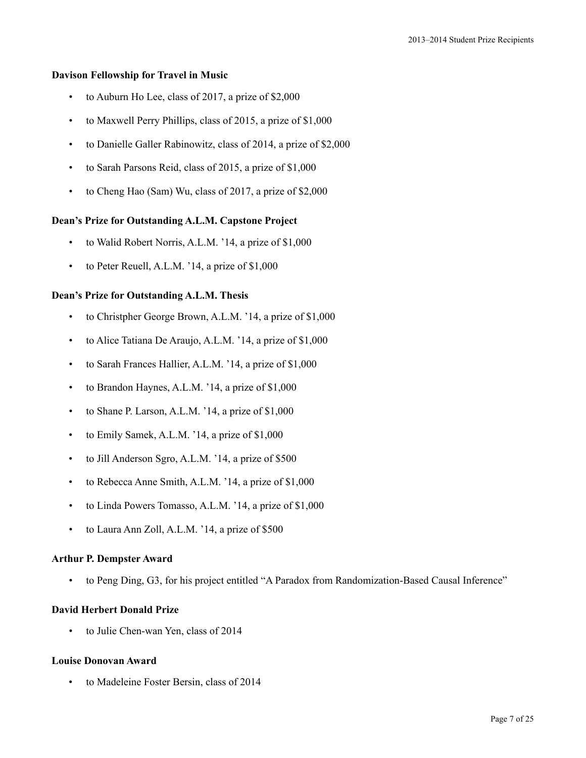**Davison Fellowship for Travel in Music**

- to Auburn Ho Lee, class of 2017, a prize of $2,000
- to Maxwell Perry Phillips, class of 2015, a prize of $1,000
- to Danielle Galler Rabinowitz, class of 2014, a prize of $2,000
- to Sarah Parsons Reid, class of 2015, a prize of $1,000
- to Cheng Hao (Sam) Wu, class of 2017, a prize of $2,000

**Dean's Prize for Outstanding A.L.M. Capstone Project**

- to Walid Robert Norris, A.L.M. '14, a prize of $1,000
- to Peter Reuell, A.L.M. '14, a prize of $1,000

**Dean's Prize for Outstanding A.L.M. Thesis**

- to Christpher George Brown, A.L.M. '14, a prize of $1,000
- to Alice Tatiana De Araujo, A.L.M. '14, a prize of $1,000
- to Sarah Frances Hallier, A.L.M. '14, a prize of $1,000
- to Brandon Haynes, A.L.M. '14, a prize of $1,000
- to Shane P. Larson, A.L.M. '14, a prize of $1,000
- to Emily Samek, A.L.M. '14, a prize of $1,000
- to Jill Anderson Sgro, A.L.M. '14, a prize of $500
- to Rebecca Anne Smith, A.L.M. '14, a prize of $1,000
- to Linda Powers Tomasso, A.L.M. '14, a prize of $1,000
- to Laura Ann Zoll, A.L.M. '14, a prize of $500

**Arthur P. Dempster Award**

- to Peng Ding, G3, for his project entitled "A Paradox from Randomization-Based Causal Inference"

**David Herbert Donald Prize**

- to Julie Chen-wan Yen, class of 2014

**Louise Donovan Award**

- to Madeleine Foster Bersin, class of 2014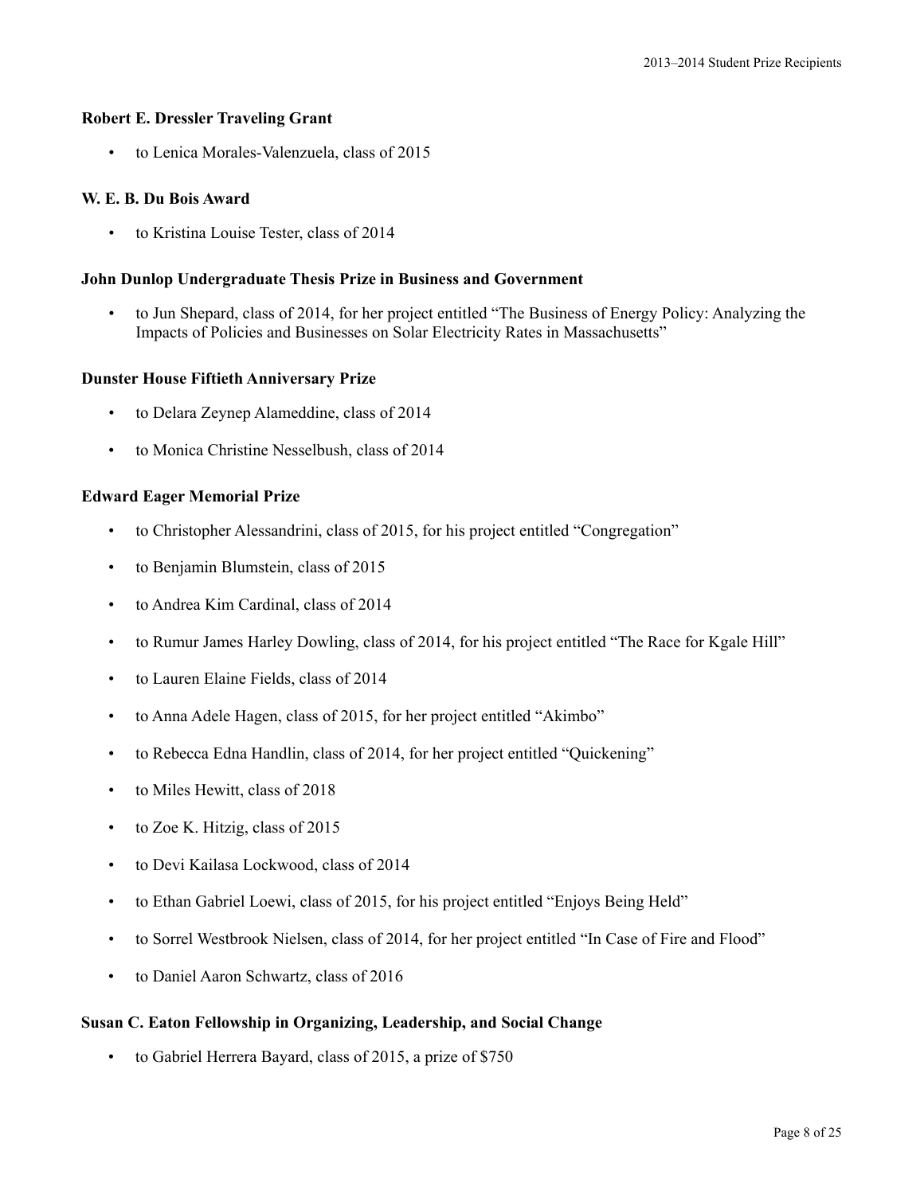### Robert E. Dressler Traveling Grant

- to Lenica Morales-Valenzuela, class of 2015

### W. E. B. Du Bois Award

- to Kristina Louise Tester, class of 2014

### John Dunlop Undergraduate Thesis Prize in Business and Government

- to Jun Shepard, class of 2014, for her project entitled "The Business of Energy Policy: Analyzing the Impacts of Policies and Businesses on Solar Electricity Rates in Massachusetts"

### Dunster House Fiftieth Anniversary Prize

- to Delara Zeynep Alameddine, class of 2014
- to Monica Christine Nesselbush, class of 2014

### Edward Eager Memorial Prize

- to Christopher Alessandrini, class of 2015, for his project entitled "Congregation"
- to Benjamin Blumstein, class of 2015
- to Andrea Kim Cardinal, class of 2014
- to Rumur James Harley Dowling, class of 2014, for his project entitled "The Race for Kgale Hill"
- to Lauren Elaine Fields, class of 2014
- to Anna Adele Hagen, class of 2015, for her project entitled "Akimbo"
- to Rebecca Edna Handlin, class of 2014, for her project entitled "Quickening"
- to Miles Hewitt, class of 2018
- to Zoe K. Hitzig, class of 2015
- to Devi Kailasa Lockwood, class of 2014
- to Ethan Gabriel Loewi, class of 2015, for his project entitled "Enjoys Being Held"
- to Sorrel Westbrook Nielsen, class of 2014, for her project entitled "In Case of Fire and Flood"
- to Daniel Aaron Schwartz, class of 2016

### Susan C. Eaton Fellowship in Organizing, Leadership, and Social Change

- to Gabriel Herrera Bayard, class of 2015, a prize of $750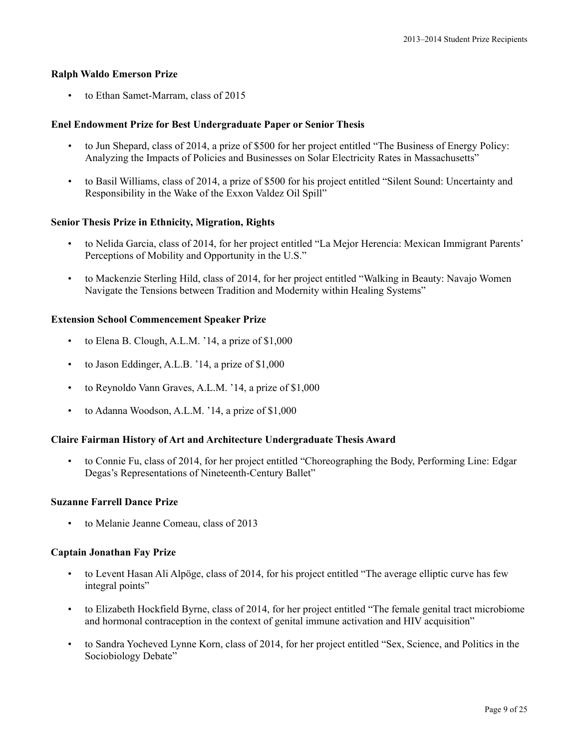**Ralph Waldo Emerson Prize**

- to Ethan Samet-Marram, class of 2015

**Enel Endowment Prize for Best Undergraduate Paper or Senior Thesis**

- to Jun Shepard, class of 2014, a prize of $500 for her project entitled "The Business of Energy Policy: Analyzing the Impacts of Policies and Businesses on Solar Electricity Rates in Massachusetts"
- to Basil Williams, class of 2014, a prize of $500 for his project entitled "Silent Sound: Uncertainty and Responsibility in the Wake of the Exxon Valdez Oil Spill"

**Senior Thesis Prize in Ethnicity, Migration, Rights**

- to Nelida Garcia, class of 2014, for her project entitled "La Mejor Herencia: Mexican Immigrant Parents' Perceptions of Mobility and Opportunity in the U.S."
- to Mackenzie Sterling Hild, class of 2014, for her project entitled "Walking in Beauty: Navajo Women Navigate the Tensions between Tradition and Modernity within Healing Systems"

**Extension School Commencement Speaker Prize**

- to Elena B. Clough, A.L.M. '14, a prize of $1,000
- to Jason Eddinger, A.L.B. '14, a prize of $1,000
- to Reynoldo Vann Graves, A.L.M. '14, a prize of $1,000
- to Adanna Woodson, A.L.M. '14, a prize of $1,000

**Claire Fairman History of Art and Architecture Undergraduate Thesis Award**

- to Connie Fu, class of 2014, for her project entitled "Choreographing the Body, Performing Line: Edgar Degas's Representations of Nineteenth-Century Ballet"

**Suzanne Farrell Dance Prize**

- to Melanie Jeanne Comeau, class of 2013

**Captain Jonathan Fay Prize**

- to Levent Hasan Ali Alpöge, class of 2014, for his project entitled "The average elliptic curve has few integral points"
- to Elizabeth Hockfield Byrne, class of 2014, for her project entitled "The female genital tract microbiome and hormonal contraception in the context of genital immune activation and HIV acquisition"
- to Sandra Yocheved Lynne Korn, class of 2014, for her project entitled "Sex, Science, and Politics in the Sociobiology Debate"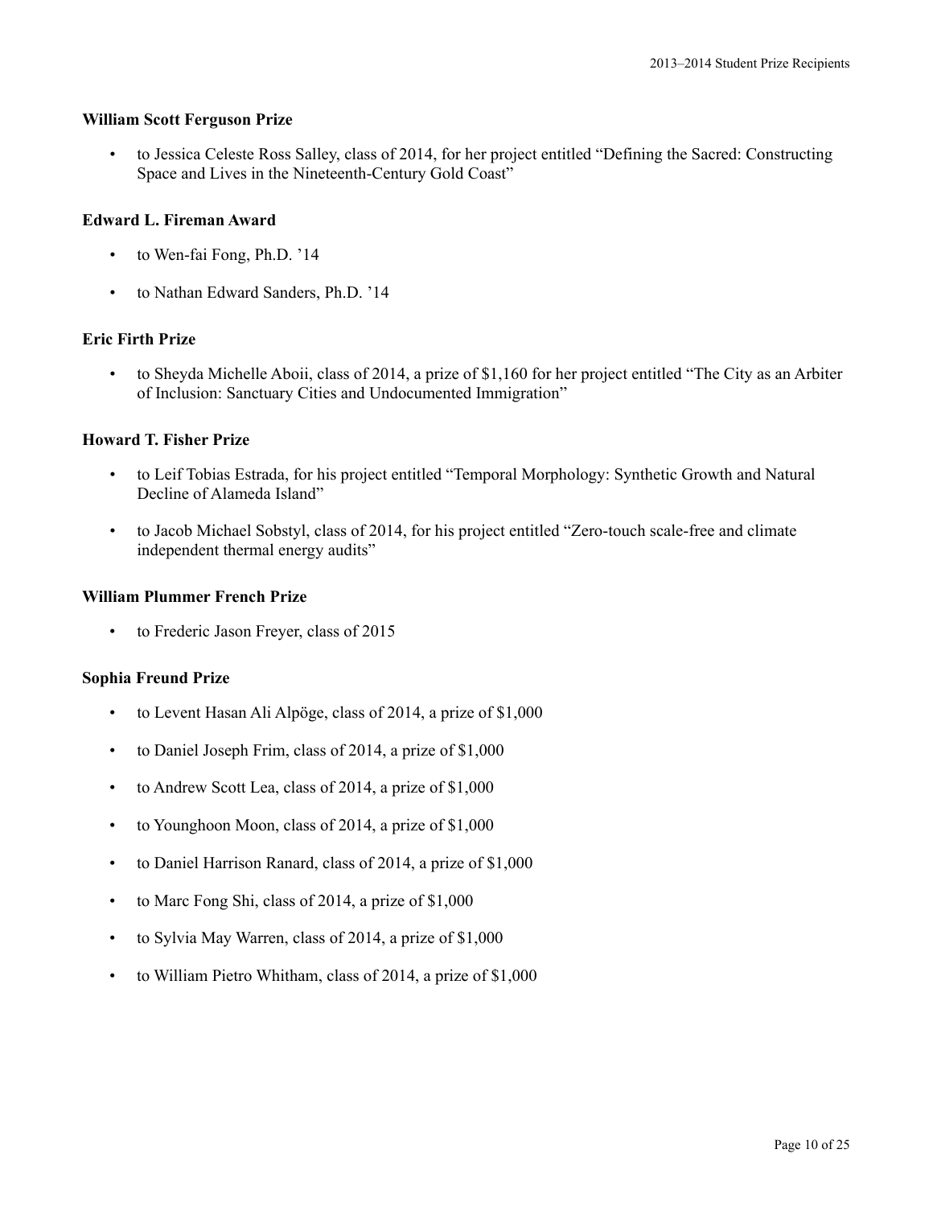**William Scott Ferguson Prize**

- to Jessica Celeste Ross Salley, class of 2014, for her project entitled “Defining the Sacred: Constructing Space and Lives in the Nineteenth-Century Gold Coast”

**Edward L. Fireman Award**

- to Wen-fai Fong, Ph.D. ’14
- to Nathan Edward Sanders, Ph.D. ’14

**Eric Firth Prize**

- to Sheyda Michelle Aboii, class of 2014, a prize of $1,160 for her project entitled “The City as an Arbiter of Inclusion: Sanctuary Cities and Undocumented Immigration”

**Howard T. Fisher Prize**

- to Leif Tobias Estrada, for his project entitled “Temporal Morphology: Synthetic Growth and Natural Decline of Alameda Island”
- to Jacob Michael Sobstyl, class of 2014, for his project entitled “Zero-touch scale-free and climate independent thermal energy audits”

**William Plummer French Prize**

- to Frederic Jason Freyer, class of 2015

**Sophia Freund Prize**

- to Levent Hasan Ali Alpöge, class of 2014, a prize of $1,000
- to Daniel Joseph Frim, class of 2014, a prize of $1,000
- to Andrew Scott Lea, class of 2014, a prize of $1,000
- to Younghoon Moon, class of 2014, a prize of $1,000
- to Daniel Harrison Ranard, class of 2014, a prize of $1,000
- to Marc Fong Shi, class of 2014, a prize of $1,000
- to Sylvia May Warren, class of 2014, a prize of $1,000
- to William Pietro Whitham, class of 2014, a prize of $1,000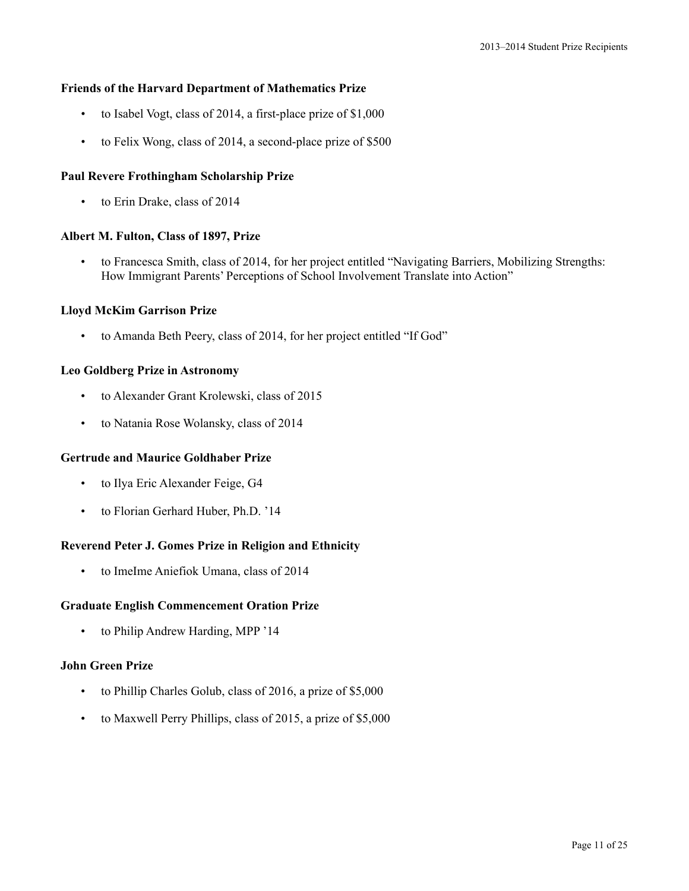**Friends of the Harvard Department of Mathematics Prize**

- to Isabel Vogt, class of 2014, a first-place prize of $1,000
- to Felix Wong, class of 2014, a second-place prize of $500

**Paul Revere Frothingham Scholarship Prize**

- to Erin Drake, class of 2014

**Albert M. Fulton, Class of 1897, Prize**

- to Francesca Smith, class of 2014, for her project entitled "Navigating Barriers, Mobilizing Strengths: How Immigrant Parents' Perceptions of School Involvement Translate into Action"

**Lloyd McKim Garrison Prize**

- to Amanda Beth Peery, class of 2014, for her project entitled "If God"

**Leo Goldberg Prize in Astronomy**

- to Alexander Grant Krolewski, class of 2015
- to Natania Rose Wolansky, class of 2014

**Gertrude and Maurice Goldhaber Prize**

- to Ilya Eric Alexander Feige, G4
- to Florian Gerhard Huber, Ph.D. '14

**Reverend Peter J. Gomes Prize in Religion and Ethnicity**

- to ImeIme Aniefiok Umana, class of 2014

**Graduate English Commencement Oration Prize**

- to Philip Andrew Harding, MPP '14

**John Green Prize**

- to Phillip Charles Golub, class of 2016, a prize of $5,000
- to Maxwell Perry Phillips, class of 2015, a prize of $5,000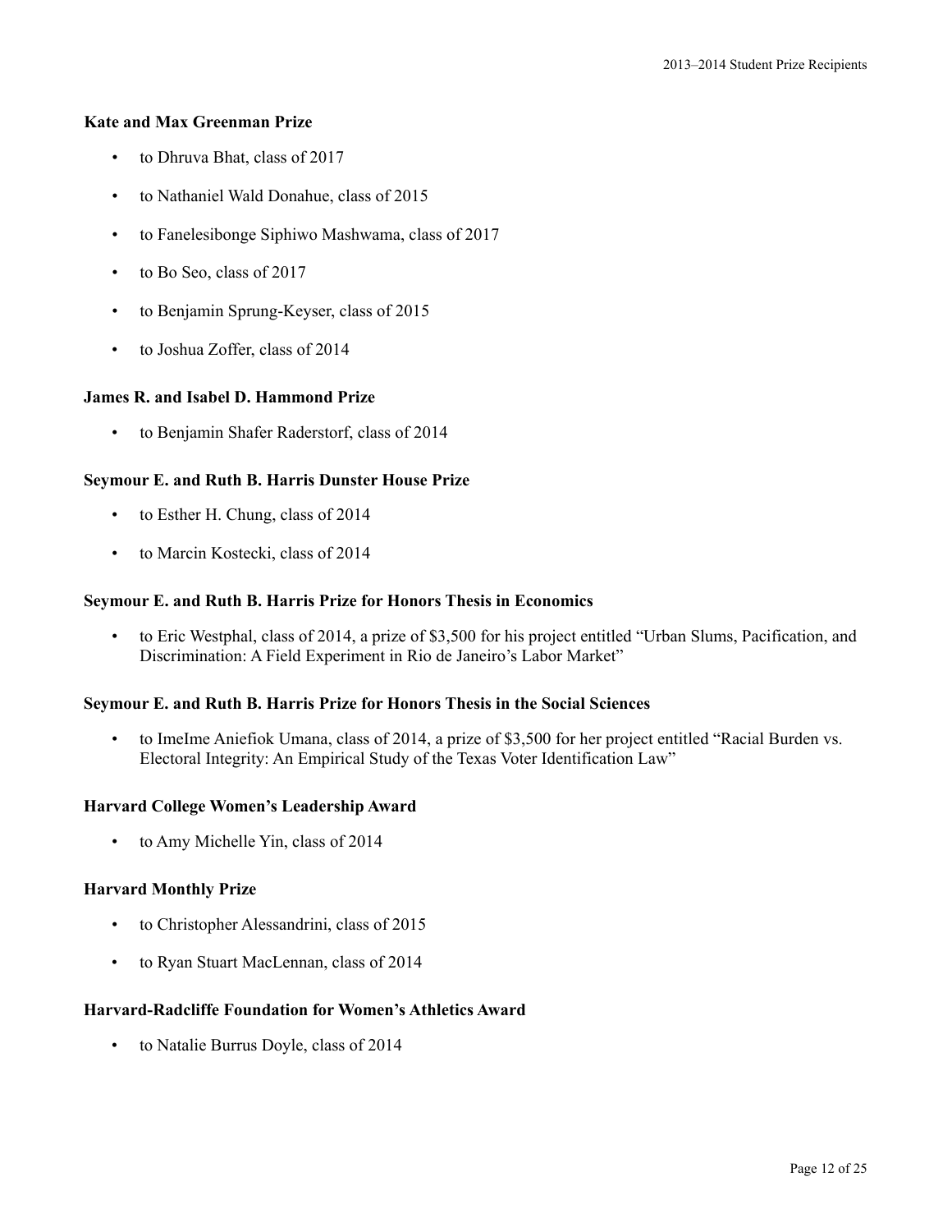**Kate and Max Greenman Prize**

- to Dhruva Bhat, class of 2017
- to Nathaniel Wald Donahue, class of 2015
- to Fanelesibonge Siphiwo Mashwama, class of 2017
- to Bo Seo, class of 2017
- to Benjamin Sprung-Keyser, class of 2015
- to Joshua Zoffer, class of 2014

**James R. and Isabel D. Hammond Prize**

- to Benjamin Shafer Raderstorf, class of 2014

**Seymour E. and Ruth B. Harris Dunster House Prize**

- to Esther H. Chung, class of 2014
- to Marcin Kostecki, class of 2014

**Seymour E. and Ruth B. Harris Prize for Honors Thesis in Economics**

- to Eric Westphal, class of 2014, a prize of $3,500 for his project entitled "Urban Slums, Pacification, and Discrimination: A Field Experiment in Rio de Janeiro's Labor Market"

**Seymour E. and Ruth B. Harris Prize for Honors Thesis in the Social Sciences**

- to ImeIme Aniefiok Umana, class of 2014, a prize of $3,500 for her project entitled "Racial Burden vs. Electoral Integrity: An Empirical Study of the Texas Voter Identification Law"

**Harvard College Women's Leadership Award**

- to Amy Michelle Yin, class of 2014

**Harvard Monthly Prize**

- to Christopher Alessandrini, class of 2015
- to Ryan Stuart MacLennan, class of 2014

**Harvard-Radcliffe Foundation for Women's Athletics Award**

- to Natalie Burrus Doyle, class of 2014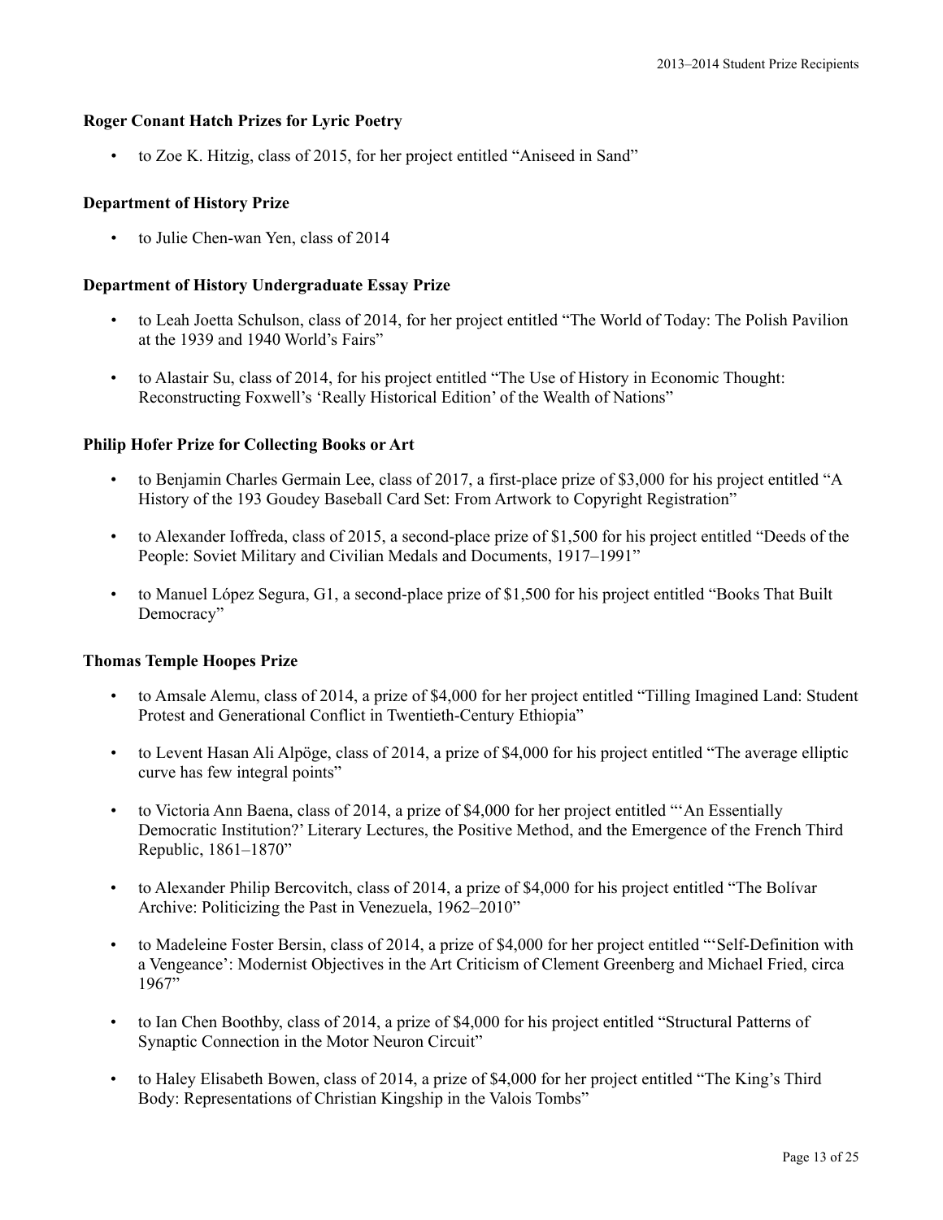### Roger Conant Hatch Prizes for Lyric Poetry

- to Zoe K. Hitzig, class of 2015, for her project entitled “Aniseed in Sand”

### Department of History Prize

- to Julie Chen-wan Yen, class of 2014

### Department of History Undergraduate Essay Prize

- to Leah Joetta Schulson, class of 2014, for her project entitled “The World of Today: The Polish Pavilion at the 1939 and 1940 World’s Fairs”
- to Alastair Su, class of 2014, for his project entitled “The Use of History in Economic Thought: Reconstructing Foxwell’s ‘Really Historical Edition’ of the Wealth of Nations”

### Philip Hofer Prize for Collecting Books or Art

- to Benjamin Charles Germain Lee, class of 2017, a first-place prize of $3,000 for his project entitled “A History of the 193 Goudey Baseball Card Set: From Artwork to Copyright Registration”
- to Alexander Ioffreda, class of 2015, a second-place prize of $1,500 for his project entitled “Deeds of the People: Soviet Military and Civilian Medals and Documents, 1917–1991”
- to Manuel López Segura, G1, a second-place prize of $1,500 for his project entitled “Books That Built Democracy”

### Thomas Temple Hoopes Prize

- to Amsale Alemu, class of 2014, a prize of $4,000 for her project entitled “Tilling Imagined Land: Student Protest and Generational Conflict in Twentieth-Century Ethiopia”
- to Levent Hasan Ali Alpöge, class of 2014, a prize of $4,000 for his project entitled “The average elliptic curve has few integral points”
- to Victoria Ann Baena, class of 2014, a prize of $4,000 for her project entitled “‘An Essentially Democratic Institution?’ Literary Lectures, the Positive Method, and the Emergence of the French Third Republic, 1861–1870”
- to Alexander Philip Bercovitch, class of 2014, a prize of $4,000 for his project entitled “The Bolívar Archive: Politicizing the Past in Venezuela, 1962–2010”
- to Madeleine Foster Bersin, class of 2014, a prize of $4,000 for her project entitled “‘Self-Definition with a Vengeance’: Modernist Objectives in the Art Criticism of Clement Greenberg and Michael Fried, circa 1967”
- to Ian Chen Boothby, class of 2014, a prize of $4,000 for his project entitled “Structural Patterns of Synaptic Connection in the Motor Neuron Circuit”
- to Haley Elisabeth Bowen, class of 2014, a prize of $4,000 for her project entitled “The King’s Third Body: Representations of Christian Kingship in the Valois Tombs”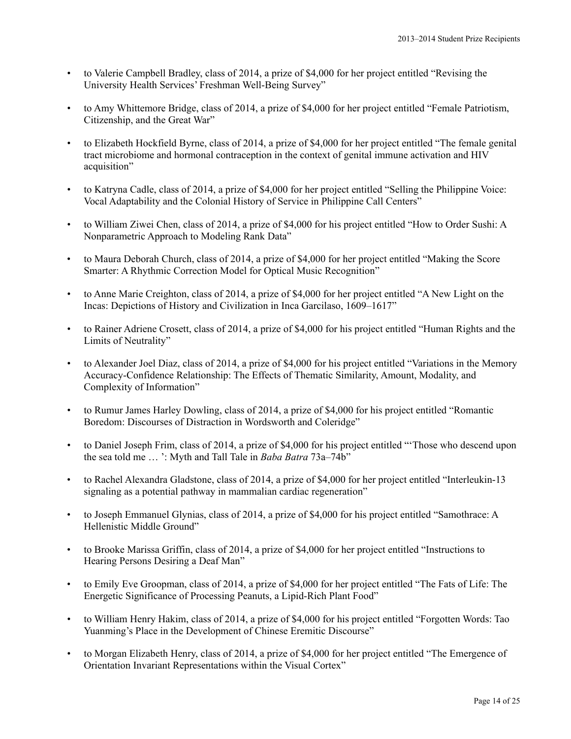- to Valerie Campbell Bradley, class of 2014, a prize of $4,000 for her project entitled “Revising the University Health Services’ Freshman Well-Being Survey”

- to Amy Whittemore Bridge, class of 2014, a prize of $4,000 for her project entitled “Female Patriotism, Citizenship, and the Great War”

- to Elizabeth Hockfield Byrne, class of 2014, a prize of $4,000 for her project entitled “The female genital tract microbiome and hormonal contraception in the context of genital immune activation and HIV acquisition”

- to Katryna Cadle, class of 2014, a prize of $4,000 for her project entitled “Selling the Philippine Voice: Vocal Adaptability and the Colonial History of Service in Philippine Call Centers”

- to William Ziwei Chen, class of 2014, a prize of $4,000 for his project entitled “How to Order Sushi: A Nonparametric Approach to Modeling Rank Data”

- to Maura Deborah Church, class of 2014, a prize of $4,000 for her project entitled “Making the Score Smarter: A Rhythmic Correction Model for Optical Music Recognition”

- to Anne Marie Creighton, class of 2014, a prize of $4,000 for her project entitled “A New Light on the Incas: Depictions of History and Civilization in Inca Garcilaso, 1609–1617”

- to Rainer Adriene Crosett, class of 2014, a prize of $4,000 for his project entitled “Human Rights and the Limits of Neutrality”

- to Alexander Joel Diaz, class of 2014, a prize of $4,000 for his project entitled “Variations in the Memory Accuracy-Confidence Relationship: The Effects of Thematic Similarity, Amount, Modality, and Complexity of Information”

- to Rumur James Harley Dowling, class of 2014, a prize of $4,000 for his project entitled “Romantic Boredom: Discourses of Distraction in Wordsworth and Coleridge”

- to Daniel Joseph Frim, class of 2014, a prize of $4,000 for his project entitled “‘Those who descend upon the sea told me … ’: Myth and Tall Tale in *Baba Batra* 73a–74b”

- to Rachel Alexandra Gladstone, class of 2014, a prize of $4,000 for her project entitled “Interleukin-13 signaling as a potential pathway in mammalian cardiac regeneration”

- to Joseph Emmanuel Glynias, class of 2014, a prize of $4,000 for his project entitled “Samothrace: A Hellenistic Middle Ground”

- to Brooke Marissa Griffin, class of 2014, a prize of $4,000 for her project entitled “Instructions to Hearing Persons Desiring a Deaf Man”

- to Emily Eve Groopman, class of 2014, a prize of $4,000 for her project entitled “The Fats of Life: The Energetic Significance of Processing Peanuts, a Lipid-Rich Plant Food”

- to William Henry Hakim, class of 2014, a prize of $4,000 for his project entitled “Forgotten Words: Tao Yuanming’s Place in the Development of Chinese Eremitic Discourse”

- to Morgan Elizabeth Henry, class of 2014, a prize of $4,000 for her project entitled “The Emergence of Orientation Invariant Representations within the Visual Cortex”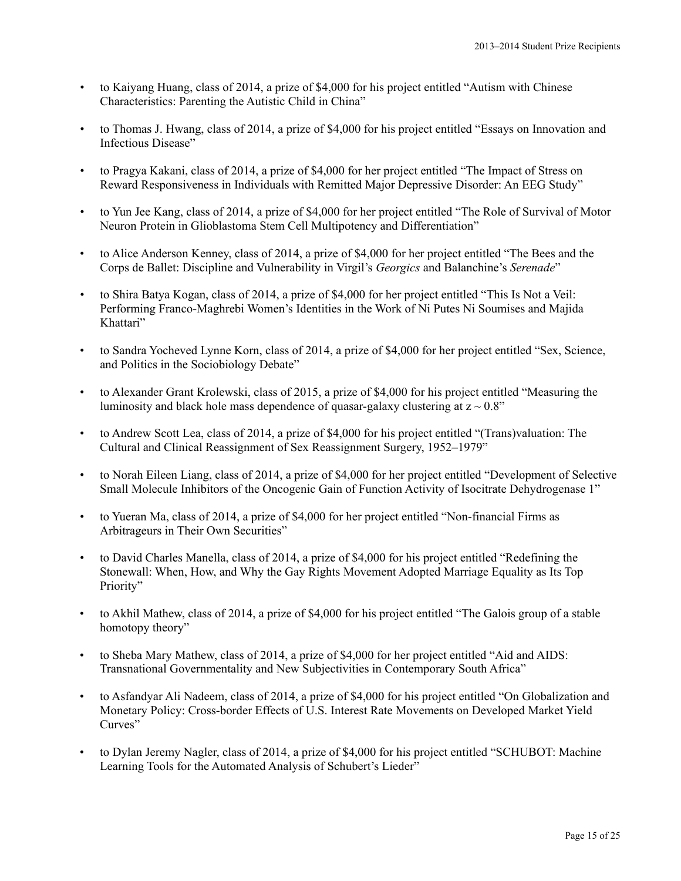- to Kaiyang Huang, class of 2014, a prize of $4,000 for his project entitled "Autism with Chinese Characteristics: Parenting the Autistic Child in China"

- to Thomas J. Hwang, class of 2014, a prize of $4,000 for his project entitled "Essays on Innovation and Infectious Disease"

- to Pragya Kakani, class of 2014, a prize of $4,000 for her project entitled "The Impact of Stress on Reward Responsiveness in Individuals with Remitted Major Depressive Disorder: An EEG Study"

- to Yun Jee Kang, class of 2014, a prize of $4,000 for her project entitled "The Role of Survival of Motor Neuron Protein in Glioblastoma Stem Cell Multipotency and Differentiation"

- to Alice Anderson Kenney, class of 2014, a prize of $4,000 for her project entitled "The Bees and the Corps de Ballet: Discipline and Vulnerability in Virgil's *Georgics* and Balanchine's *Serenade*"

- to Shira Batya Kogan, class of 2014, a prize of $4,000 for her project entitled "This Is Not a Veil: Performing Franco-Maghrebi Women's Identities in the Work of Ni Putes Ni Soumises and Majida Khattari"

- to Sandra Yocheved Lynne Korn, class of 2014, a prize of $4,000 for her project entitled "Sex, Science, and Politics in the Sociobiology Debate"

- to Alexander Grant Krolewski, class of 2015, a prize of $4,000 for his project entitled "Measuring the luminosity and black hole mass dependence of quasar-galaxy clustering at $z \sim 0.8$"

- to Andrew Scott Lea, class of 2014, a prize of $4,000 for his project entitled "(Trans)valuation: The Cultural and Clinical Reassignment of Sex Reassignment Surgery, 1952–1979"

- to Norah Eileen Liang, class of 2014, a prize of $4,000 for her project entitled "Development of Selective Small Molecule Inhibitors of the Oncogenic Gain of Function Activity of Isocitrate Dehydrogenase 1"

- to Yueran Ma, class of 2014, a prize of $4,000 for her project entitled "Non-financial Firms as Arbitrageurs in Their Own Securities"

- to David Charles Manella, class of 2014, a prize of $4,000 for his project entitled "Redefining the Stonewall: When, How, and Why the Gay Rights Movement Adopted Marriage Equality as Its Top Priority"

- to Akhil Mathew, class of 2014, a prize of $4,000 for his project entitled "The Galois group of a stable homotopy theory"

- to Sheba Mary Mathew, class of 2014, a prize of $4,000 for her project entitled "Aid and AIDS: Transnational Governmentality and New Subjectivities in Contemporary South Africa"

- to Asfandyar Ali Nadeem, class of 2014, a prize of $4,000 for his project entitled "On Globalization and Monetary Policy: Cross-border Effects of U.S. Interest Rate Movements on Developed Market Yield Curves"

- to Dylan Jeremy Nagler, class of 2014, a prize of $4,000 for his project entitled "SCHUBOT: Machine Learning Tools for the Automated Analysis of Schubert's Lieder"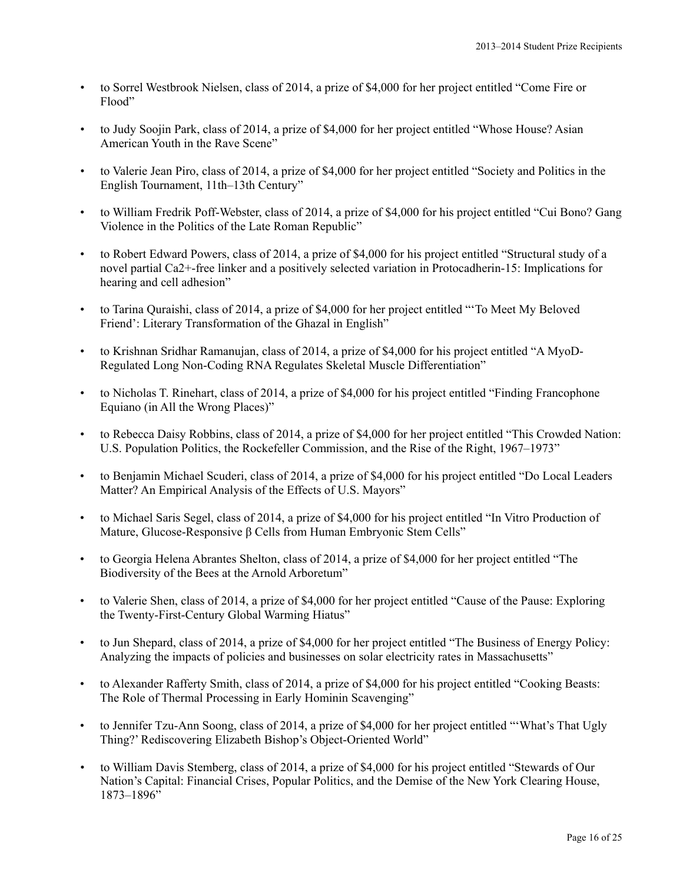- to Sorrel Westbrook Nielsen, class of 2014, a prize of $4,000 for her project entitled "Come Fire or Flood"

- to Judy Soojin Park, class of 2014, a prize of $4,000 for her project entitled "Whose House? Asian American Youth in the Rave Scene"

- to Valerie Jean Piro, class of 2014, a prize of $4,000 for her project entitled "Society and Politics in the English Tournament, 11th–13th Century"

- to William Fredrik Poff-Webster, class of 2014, a prize of $4,000 for his project entitled "Cui Bono? Gang Violence in the Politics of the Late Roman Republic"

- to Robert Edward Powers, class of 2014, a prize of $4,000 for his project entitled "Structural study of a novel partial $Ca^{2+}$-free linker and a positively selected variation in Protocadherin-15: Implications for hearing and cell adhesion"

- to Tarina Quraishi, class of 2014, a prize of $4,000 for her project entitled "'To Meet My Beloved Friend': Literary Transformation of the Ghazal in English"

- to Krishnan Sridhar Ramanujan, class of 2014, a prize of $4,000 for his project entitled "A MyoD-Regulated Long Non-Coding RNA Regulates Skeletal Muscle Differentiation"

- to Nicholas T. Rinehart, class of 2014, a prize of $4,000 for his project entitled "Finding Francophone Equiano (in All the Wrong Places)"

- to Rebecca Daisy Robbins, class of 2014, a prize of $4,000 for her project entitled "This Crowded Nation: U.S. Population Politics, the Rockefeller Commission, and the Rise of the Right, 1967–1973"

- to Benjamin Michael Scuderi, class of 2014, a prize of $4,000 for his project entitled "Do Local Leaders Matter? An Empirical Analysis of the Effects of U.S. Mayors"

- to Michael Saris Segel, class of 2014, a prize of $4,000 for his project entitled "In Vitro Production of Mature, Glucose-Responsive β Cells from Human Embryonic Stem Cells"

- to Georgia Helena Abrantes Shelton, class of 2014, a prize of $4,000 for her project entitled "The Biodiversity of the Bees at the Arnold Arboretum"

- to Valerie Shen, class of 2014, a prize of $4,000 for her project entitled "Cause of the Pause: Exploring the Twenty-First-Century Global Warming Hiatus"

- to Jun Shepard, class of 2014, a prize of $4,000 for her project entitled "The Business of Energy Policy: Analyzing the impacts of policies and businesses on solar electricity rates in Massachusetts"

- to Alexander Rafferty Smith, class of 2014, a prize of $4,000 for his project entitled "Cooking Beasts: The Role of Thermal Processing in Early Hominin Scavenging"

- to Jennifer Tzu-Ann Soong, class of 2014, a prize of $4,000 for her project entitled "'What's That Ugly Thing?' Rediscovering Elizabeth Bishop's Object-Oriented World"

- to William Davis Stemberg, class of 2014, a prize of $4,000 for his project entitled "Stewards of Our Nation's Capital: Financial Crises, Popular Politics, and the Demise of the New York Clearing House, 1873–1896"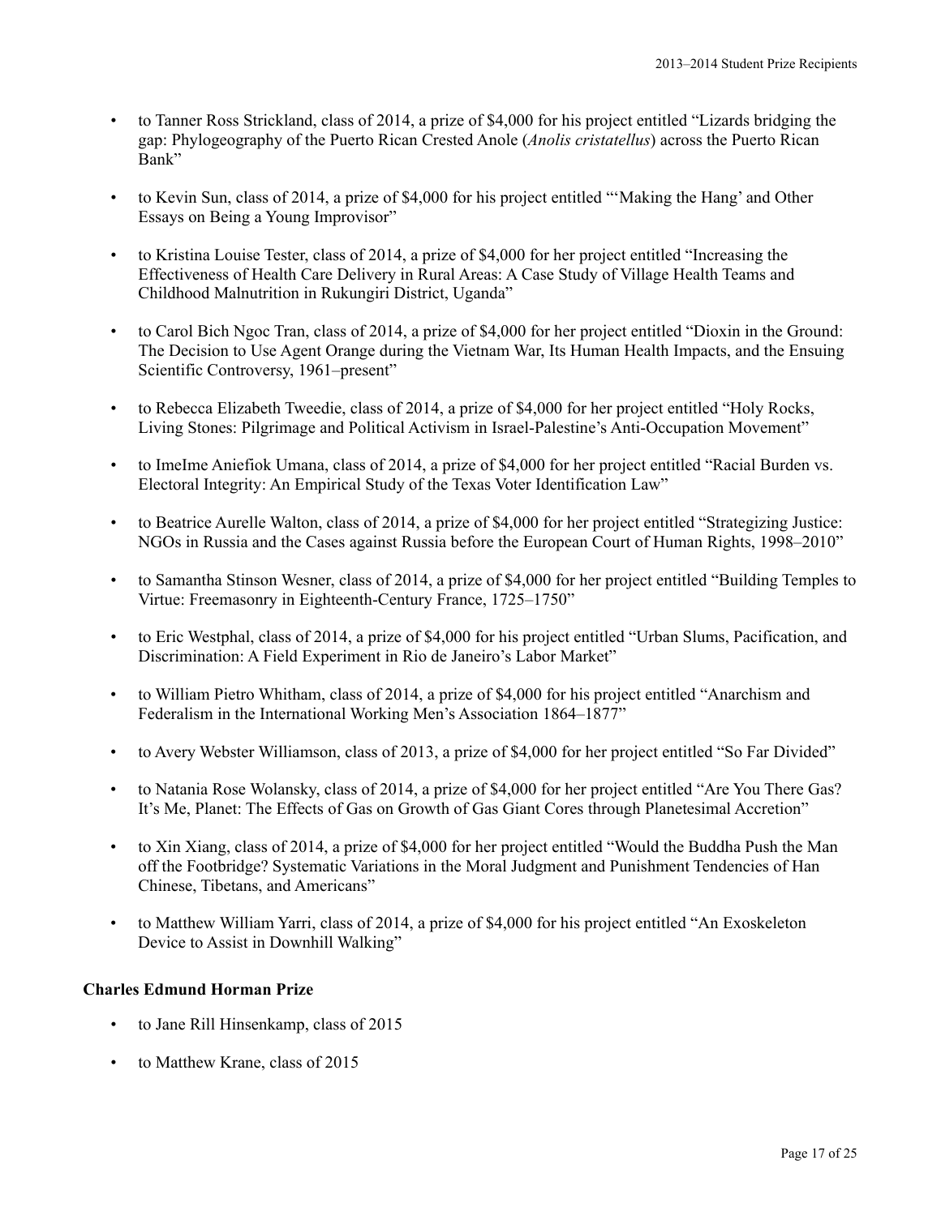- to Tanner Ross Strickland, class of 2014, a prize of $4,000 for his project entitled "Lizards bridging the gap: Phylogeography of the Puerto Rican Crested Anole (*Anolis cristatellus*) across the Puerto Rican Bank"

- to Kevin Sun, class of 2014, a prize of $4,000 for his project entitled "'Making the Hang' and Other Essays on Being a Young Improvisor"

- to Kristina Louise Tester, class of 2014, a prize of $4,000 for her project entitled "Increasing the Effectiveness of Health Care Delivery in Rural Areas: A Case Study of Village Health Teams and Childhood Malnutrition in Rukungiri District, Uganda"

- to Carol Bich Ngoc Tran, class of 2014, a prize of $4,000 for her project entitled "Dioxin in the Ground: The Decision to Use Agent Orange during the Vietnam War, Its Human Health Impacts, and the Ensuing Scientific Controversy, 1961–present"

- to Rebecca Elizabeth Tweedie, class of 2014, a prize of $4,000 for her project entitled "Holy Rocks, Living Stones: Pilgrimage and Political Activism in Israel-Palestine's Anti-Occupation Movement"

- to ImeIme Aniefiok Umana, class of 2014, a prize of $4,000 for her project entitled "Racial Burden vs. Electoral Integrity: An Empirical Study of the Texas Voter Identification Law"

- to Beatrice Aurelle Walton, class of 2014, a prize of $4,000 for her project entitled "Strategizing Justice: NGOs in Russia and the Cases against Russia before the European Court of Human Rights, 1998–2010"

- to Samantha Stinson Wesner, class of 2014, a prize of $4,000 for her project entitled "Building Temples to Virtue: Freemasonry in Eighteenth-Century France, 1725–1750"

- to Eric Westphal, class of 2014, a prize of $4,000 for his project entitled "Urban Slums, Pacification, and Discrimination: A Field Experiment in Rio de Janeiro's Labor Market"

- to William Pietro Whitham, class of 2014, a prize of $4,000 for his project entitled "Anarchism and Federalism in the International Working Men's Association 1864–1877"

- to Avery Webster Williamson, class of 2013, a prize of $4,000 for her project entitled "So Far Divided"

- to Natania Rose Wolansky, class of 2014, a prize of $4,000 for her project entitled "Are You There Gas? It's Me, Planet: The Effects of Gas on Growth of Gas Giant Cores through Planetesimal Accretion"

- to Xin Xiang, class of 2014, a prize of $4,000 for her project entitled "Would the Buddha Push the Man off the Footbridge? Systematic Variations in the Moral Judgment and Punishment Tendencies of Han Chinese, Tibetans, and Americans"

- to Matthew William Yarri, class of 2014, a prize of $4,000 for his project entitled "An Exoskeleton Device to Assist in Downhill Walking"

**Charles Edmund Horman Prize**

- to Jane Rill Hinsenkamp, class of 2015

- to Matthew Krane, class of 2015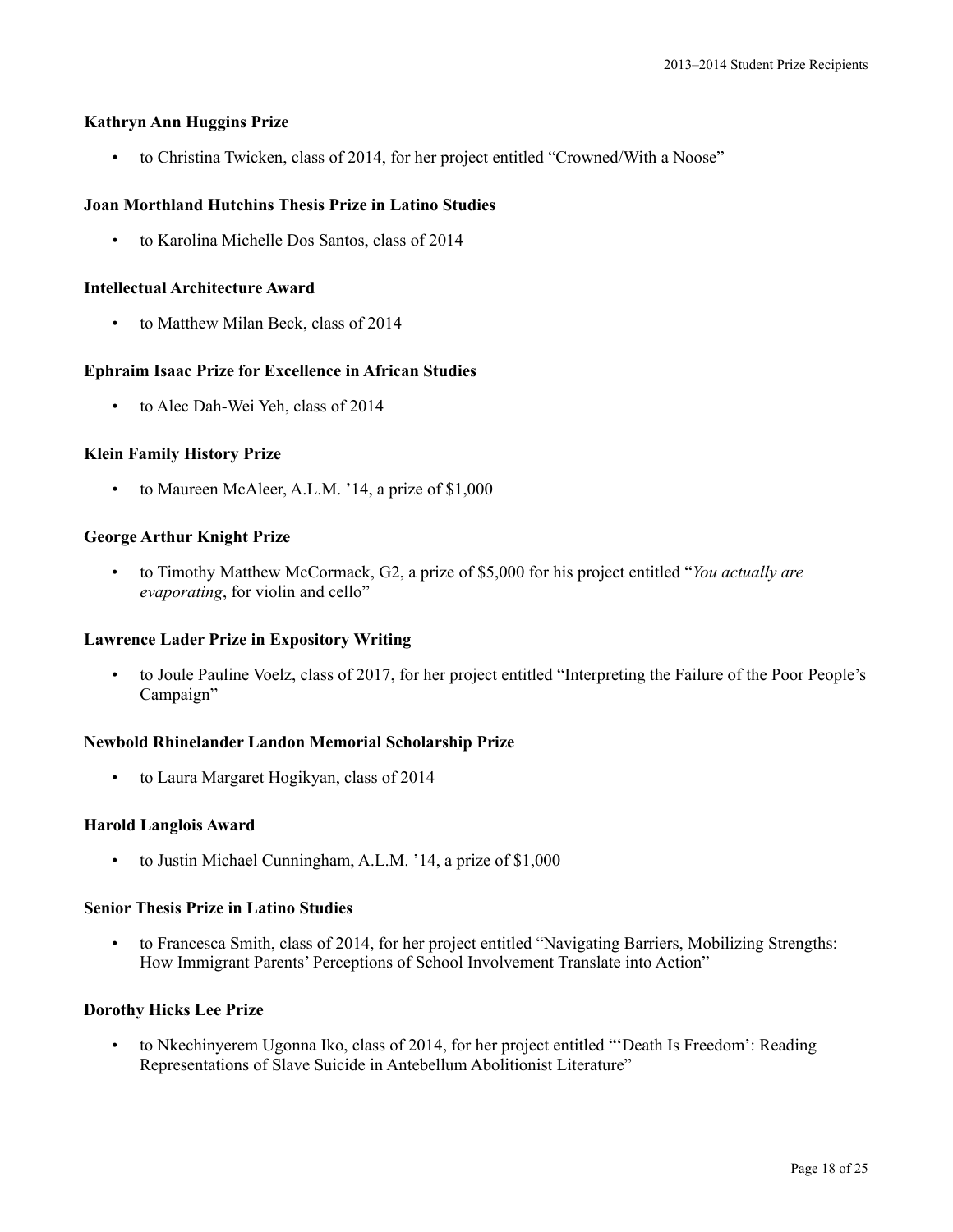**Kathryn Ann Huggins Prize**

- to Christina Twicken, class of 2014, for her project entitled “Crowned/With a Noose”

**Joan Morthland Hutchins Thesis Prize in Latino Studies**

- to Karolina Michelle Dos Santos, class of 2014

**Intellectual Architecture Award**

- to Matthew Milan Beck, class of 2014

**Ephraim Isaac Prize for Excellence in African Studies**

- to Alec Dah-Wei Yeh, class of 2014

**Klein Family History Prize**

- to Maureen McAleer, A.L.M. ’14, a prize of $1,000

**George Arthur Knight Prize**

- to Timothy Matthew McCormack, G2, a prize of $5,000 for his project entitled “*You actually are evaporating*, for violin and cello”

**Lawrence Lader Prize in Expository Writing**

- to Joule Pauline Voelz, class of 2017, for her project entitled “Interpreting the Failure of the Poor People’s Campaign”

**Newbold Rhinelander Landon Memorial Scholarship Prize**

- to Laura Margaret Hogikyan, class of 2014

**Harold Langlois Award**

- to Justin Michael Cunningham, A.L.M. ’14, a prize of $1,000

**Senior Thesis Prize in Latino Studies**

- to Francesca Smith, class of 2014, for her project entitled “Navigating Barriers, Mobilizing Strengths: How Immigrant Parents’ Perceptions of School Involvement Translate into Action”

**Dorothy Hicks Lee Prize**

- to Nkechinyerem Ugonna Iko, class of 2014, for her project entitled “‘Death Is Freedom’: Reading Representations of Slave Suicide in Antebellum Abolitionist Literature”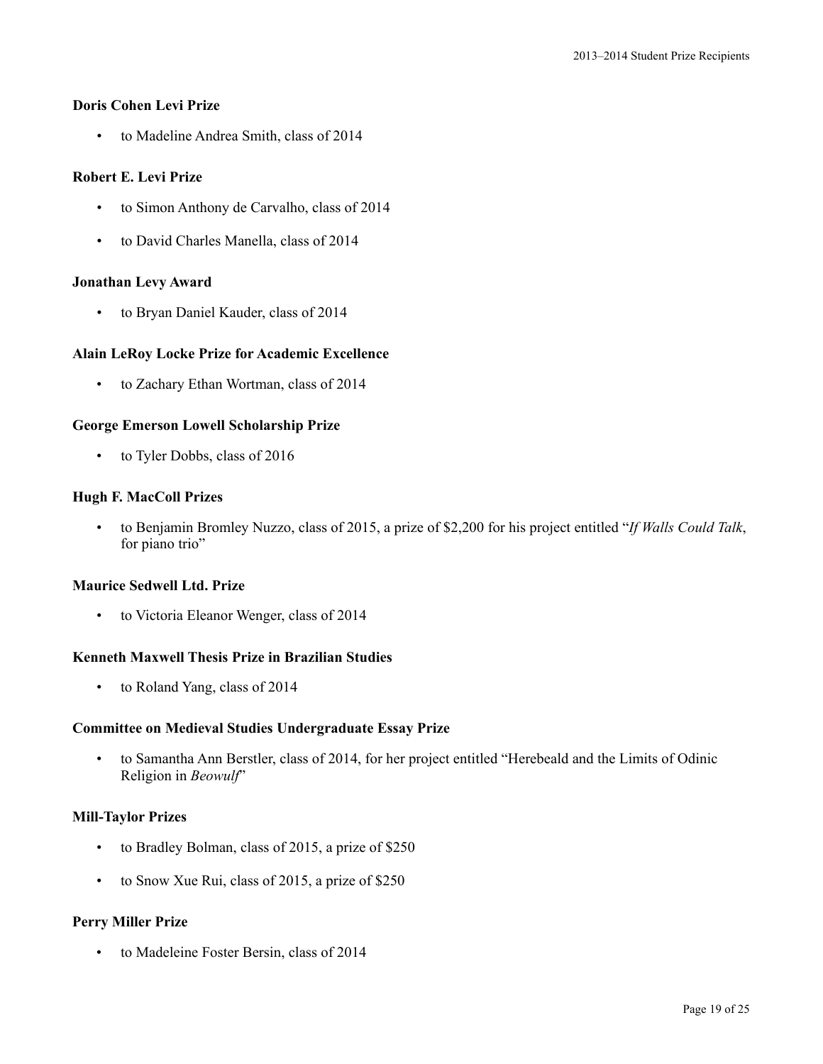**Doris Cohen Levi Prize**

- to Madeline Andrea Smith, class of 2014

**Robert E. Levi Prize**

- to Simon Anthony de Carvalho, class of 2014
- to David Charles Manella, class of 2014

**Jonathan Levy Award**

- to Bryan Daniel Kauder, class of 2014

**Alain LeRoy Locke Prize for Academic Excellence**

- to Zachary Ethan Wortman, class of 2014

**George Emerson Lowell Scholarship Prize**

- to Tyler Dobbs, class of 2016

**Hugh F. MacColl Prizes**

- to Benjamin Bromley Nuzzo, class of 2015, a prize of $2,200 for his project entitled "*If Walls Could Talk*, for piano trio"

**Maurice Sedwell Ltd. Prize**

- to Victoria Eleanor Wenger, class of 2014

**Kenneth Maxwell Thesis Prize in Brazilian Studies**

- to Roland Yang, class of 2014

**Committee on Medieval Studies Undergraduate Essay Prize**

- to Samantha Ann Berstler, class of 2014, for her project entitled "Herebeald and the Limits of Odinic Religion in *Beowulf*"

**Mill-Taylor Prizes**

- to Bradley Bolman, class of 2015, a prize of $250
- to Snow Xue Rui, class of 2015, a prize of $250

**Perry Miller Prize**

- to Madeleine Foster Bersin, class of 2014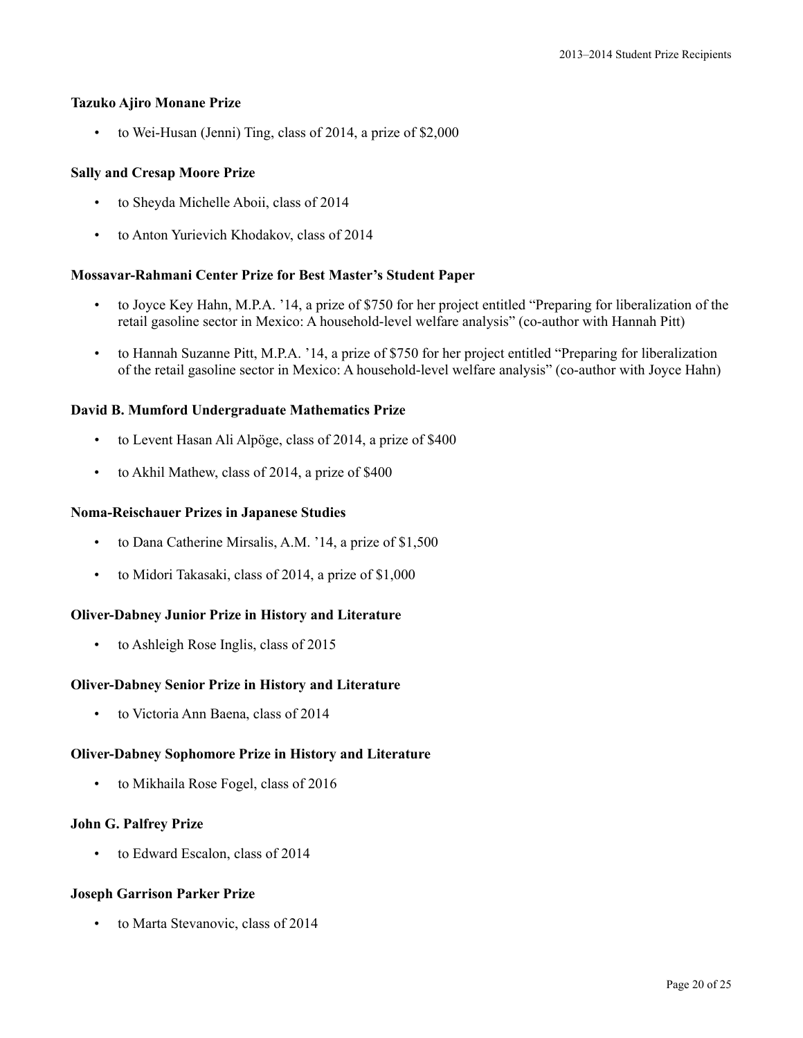**Tazuko Ajiro Monane Prize**

- to Wei-Husan (Jenni) Ting, class of 2014, a prize of $2,000

**Sally and Cresap Moore Prize**

- to Sheyda Michelle Aboii, class of 2014
- to Anton Yurievich Khodakov, class of 2014

**Mossavar-Rahmani Center Prize for Best Master's Student Paper**

- to Joyce Key Hahn, M.P.A. '14, a prize of $750 for her project entitled "Preparing for liberalization of the retail gasoline sector in Mexico: A household-level welfare analysis" (co-author with Hannah Pitt)
- to Hannah Suzanne Pitt, M.P.A. '14, a prize of $750 for her project entitled "Preparing for liberalization of the retail gasoline sector in Mexico: A household-level welfare analysis" (co-author with Joyce Hahn)

**David B. Mumford Undergraduate Mathematics Prize**

- to Levent Hasan Ali Alpöge, class of 2014, a prize of $400
- to Akhil Mathew, class of 2014, a prize of $400

**Noma-Reischauer Prizes in Japanese Studies**

- to Dana Catherine Mirsalis, A.M. '14, a prize of $1,500
- to Midori Takasaki, class of 2014, a prize of $1,000

**Oliver-Dabney Junior Prize in History and Literature**

- to Ashleigh Rose Inglis, class of 2015

**Oliver-Dabney Senior Prize in History and Literature**

- to Victoria Ann Baena, class of 2014

**Oliver-Dabney Sophomore Prize in History and Literature**

- to Mikhaila Rose Fogel, class of 2016

**John G. Palfrey Prize**

- to Edward Escalon, class of 2014

**Joseph Garrison Parker Prize**

- to Marta Stevanovic, class of 2014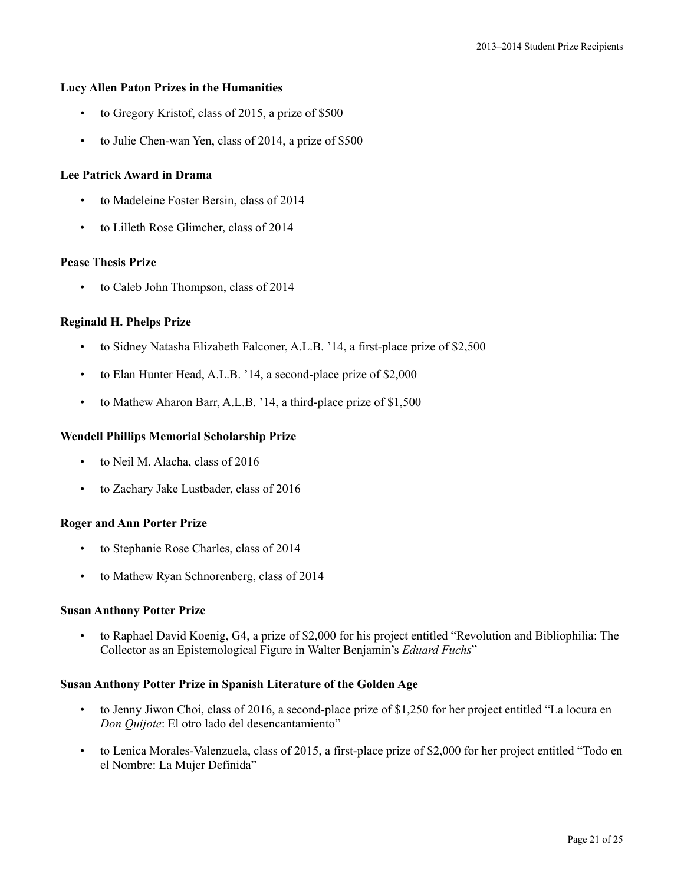**Lucy Allen Paton Prizes in the Humanities**

- to Gregory Kristof, class of 2015, a prize of $500
- to Julie Chen-wan Yen, class of 2014, a prize of $500

**Lee Patrick Award in Drama**

- to Madeleine Foster Bersin, class of 2014
- to Lilleth Rose Glimcher, class of 2014

**Pease Thesis Prize**

- to Caleb John Thompson, class of 2014

**Reginald H. Phelps Prize**

- to Sidney Natasha Elizabeth Falconer, A.L.B. '14, a first-place prize of $2,500
- to Elan Hunter Head, A.L.B. '14, a second-place prize of $2,000
- to Mathew Aharon Barr, A.L.B. '14, a third-place prize of $1,500

**Wendell Phillips Memorial Scholarship Prize**

- to Neil M. Alacha, class of 2016
- to Zachary Jake Lustbader, class of 2016

**Roger and Ann Porter Prize**

- to Stephanie Rose Charles, class of 2014
- to Mathew Ryan Schnorenberg, class of 2014

**Susan Anthony Potter Prize**

- to Raphael David Koenig, G4, a prize of $2,000 for his project entitled "Revolution and Bibliophilia: The Collector as an Epistemological Figure in Walter Benjamin's *Eduard Fuchs*"

**Susan Anthony Potter Prize in Spanish Literature of the Golden Age**

- to Jenny Jiwon Choi, class of 2016, a second-place prize of $1,250 for her project entitled "La locura en *Don Quijote*: El otro lado del desencantamiento"
- to Lenica Morales-Valenzuela, class of 2015, a first-place prize of $2,000 for her project entitled "Todo en el Nombre: La Mujer Definida"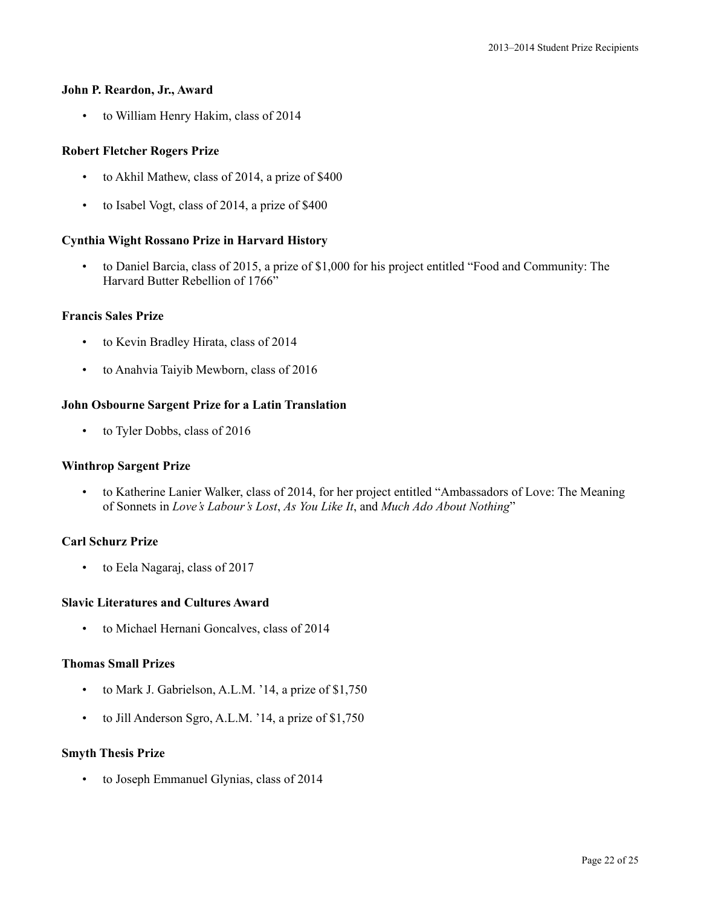**John P. Reardon, Jr., Award**

- to William Henry Hakim, class of 2014

**Robert Fletcher Rogers Prize**

- to Akhil Mathew, class of 2014, a prize of $400
- to Isabel Vogt, class of 2014, a prize of $400

**Cynthia Wight Rossano Prize in Harvard History**

- to Daniel Barcia, class of 2015, a prize of $1,000 for his project entitled "Food and Community: The Harvard Butter Rebellion of 1766"

**Francis Sales Prize**

- to Kevin Bradley Hirata, class of 2014
- to Anahvia Taiyib Mewborn, class of 2016

**John Osbourne Sargent Prize for a Latin Translation**

- to Tyler Dobbs, class of 2016

**Winthrop Sargent Prize**

- to Katherine Lanier Walker, class of 2014, for her project entitled "Ambassadors of Love: The Meaning of Sonnets in *Love's Labour's Lost*, *As You Like It*, and *Much Ado About Nothing*"

**Carl Schurz Prize**

- to Eela Nagaraj, class of 2017

**Slavic Literatures and Cultures Award**

- to Michael Hernani Goncalves, class of 2014

**Thomas Small Prizes**

- to Mark J. Gabrielson, A.L.M. '14, a prize of $1,750
- to Jill Anderson Sgro, A.L.M. '14, a prize of $1,750

**Smyth Thesis Prize**

- to Joseph Emmanuel Glynias, class of 2014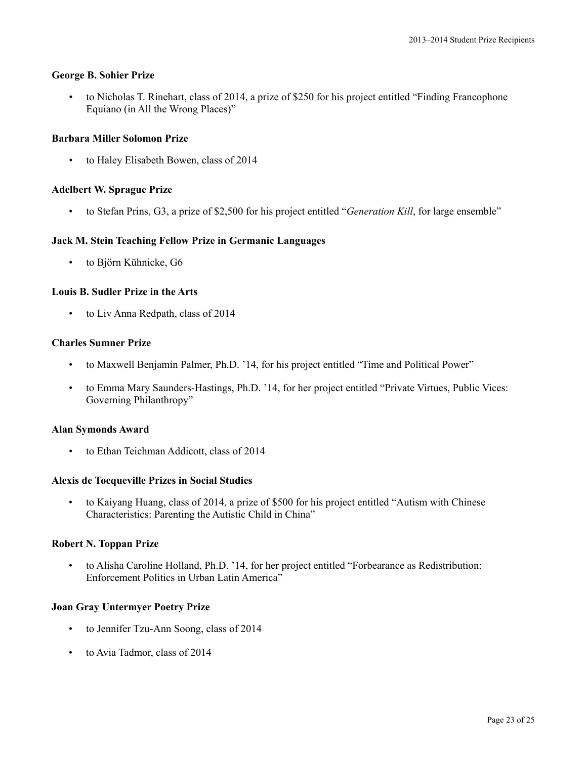**George B. Sohier Prize**

- to Nicholas T. Rinehart, class of 2014, a prize of $250 for his project entitled "Finding Francophone Equiano (in All the Wrong Places)"

**Barbara Miller Solomon Prize**

- to Haley Elisabeth Bowen, class of 2014

**Adelbert W. Sprague Prize**

- to Stefan Prins, G3, a prize of $2,500 for his project entitled "*Generation Kill*, for large ensemble"

**Jack M. Stein Teaching Fellow Prize in Germanic Languages**

- to Björn Kühnicke, G6

**Louis B. Sudler Prize in the Arts**

- to Liv Anna Redpath, class of 2014

**Charles Sumner Prize**

- to Maxwell Benjamin Palmer, Ph.D. '14, for his project entitled "Time and Political Power"
- to Emma Mary Saunders-Hastings, Ph.D. '14, for her project entitled "Private Virtues, Public Vices: Governing Philanthropy"

**Alan Symonds Award**

- to Ethan Teichman Addicott, class of 2014

**Alexis de Tocqueville Prizes in Social Studies**

- to Kaiyang Huang, class of 2014, a prize of $500 for his project entitled "Autism with Chinese Characteristics: Parenting the Autistic Child in China"

**Robert N. Toppan Prize**

- to Alisha Caroline Holland, Ph.D. '14, for her project entitled "Forbearance as Redistribution: Enforcement Politics in Urban Latin America"

**Joan Gray Untermyer Poetry Prize**

- to Jennifer Tzu-Ann Soong, class of 2014
- to Avia Tadmor, class of 2014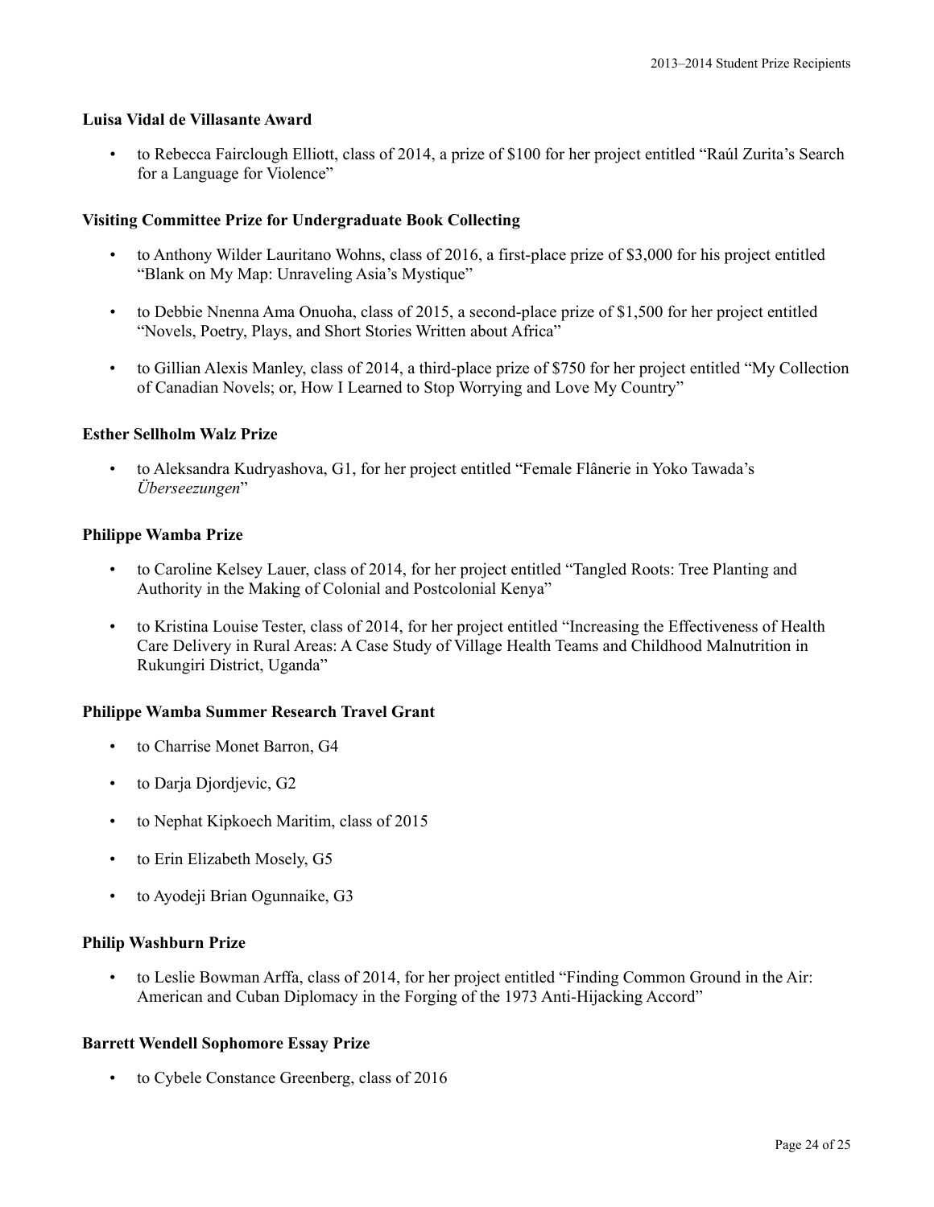**Luisa Vidal de Villasante Award**

- to Rebecca Fairclough Elliott, class of 2014, a prize of $100 for her project entitled "Raúl Zurita's Search for a Language for Violence"

**Visiting Committee Prize for Undergraduate Book Collecting**

- to Anthony Wilder Lauritano Wohns, class of 2016, a first-place prize of $3,000 for his project entitled "Blank on My Map: Unraveling Asia's Mystique"

- to Debbie Nnenna Ama Onuoha, class of 2015, a second-place prize of $1,500 for her project entitled "Novels, Poetry, Plays, and Short Stories Written about Africa"

- to Gillian Alexis Manley, class of 2014, a third-place prize of $750 for her project entitled "My Collection of Canadian Novels; or, How I Learned to Stop Worrying and Love My Country"

**Esther Sellholm Walz Prize**

- to Aleksandra Kudryashova, G1, for her project entitled "Female Flânerie in Yoko Tawada's *Überseezungen*"

**Philippe Wamba Prize**

- to Caroline Kelsey Lauer, class of 2014, for her project entitled "Tangled Roots: Tree Planting and Authority in the Making of Colonial and Postcolonial Kenya"

- to Kristina Louise Tester, class of 2014, for her project entitled "Increasing the Effectiveness of Health Care Delivery in Rural Areas: A Case Study of Village Health Teams and Childhood Malnutrition in Rukungiri District, Uganda"

**Philippe Wamba Summer Research Travel Grant**

- to Charrise Monet Barron, G4

- to Darja Djordjevic, G2

- to Nephat Kipkoech Maritim, class of 2015

- to Erin Elizabeth Mosely, G5

- to Ayodeji Brian Ogunnaike, G3

**Philip Washburn Prize**

- to Leslie Bowman Arffa, class of 2014, for her project entitled "Finding Common Ground in the Air: American and Cuban Diplomacy in the Forging of the 1973 Anti-Hijacking Accord"

**Barrett Wendell Sophomore Essay Prize**

- to Cybele Constance Greenberg, class of 2016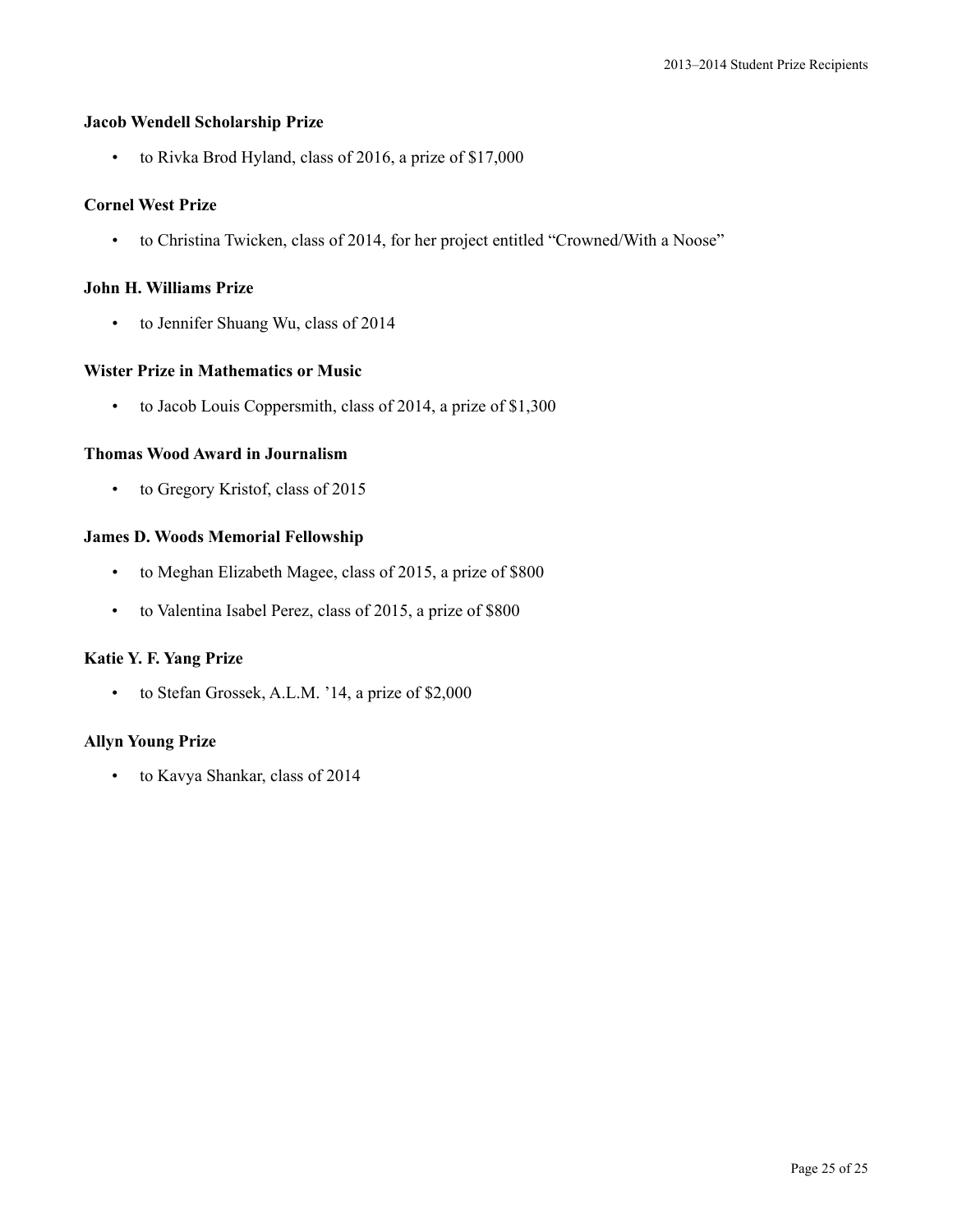**Jacob Wendell Scholarship Prize**

- to Rivka Brod Hyland, class of 2016, a prize of $17,000

**Cornel West Prize**

- to Christina Twicken, class of 2014, for her project entitled "Crowned/With a Noose"

**John H. Williams Prize**

- to Jennifer Shuang Wu, class of 2014

**Wister Prize in Mathematics or Music**

- to Jacob Louis Coppersmith, class of 2014, a prize of $1,300

**Thomas Wood Award in Journalism**

- to Gregory Kristof, class of 2015

**James D. Woods Memorial Fellowship**

- to Meghan Elizabeth Magee, class of 2015, a prize of $800
- to Valentina Isabel Perez, class of 2015, a prize of $800

**Katie Y. F. Yang Prize**

- to Stefan Grossek, A.L.M. '14, a prize of $2,000

**Allyn Young Prize**

- to Kavya Shankar, class of 2014